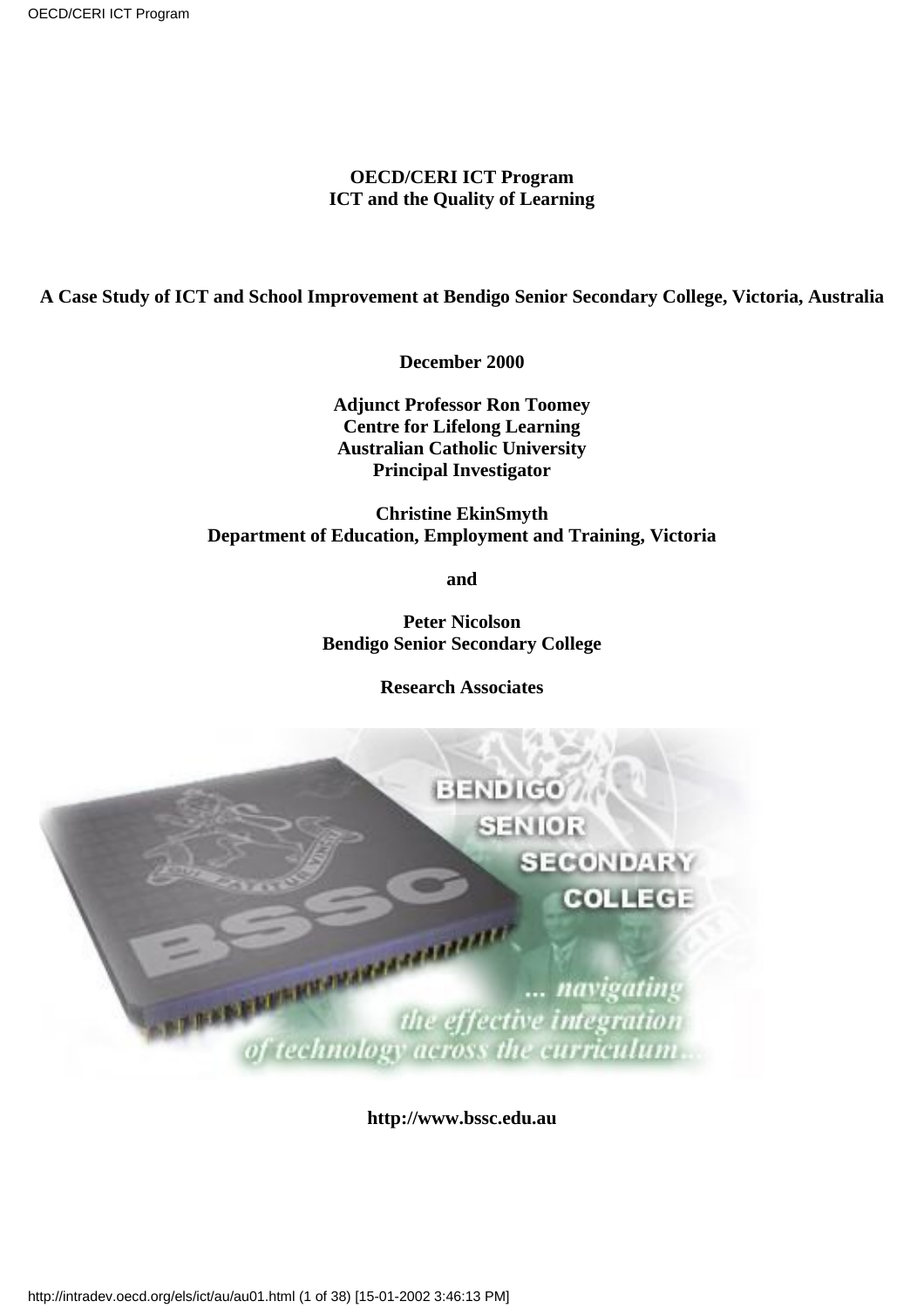**OECD/CERI ICT Program**
**ICT and the Quality of Learning**

# A Case Study of ICT and School Improvement at Bendigo Senior Secondary College, Victoria, Australia

**December 2000**

**Adjunct Professor Ron Toomey**
**Centre for Lifelong Learning**
**Australian Catholic University**
**Principal Investigator**

**Christine EkinSmyth**
**Department of Education, Employment and Training, Victoria**

**and**

**Peter Nicolson**
**Bendigo Senior Secondary College**

**Research Associates**

**http://www.bssc.edu.au**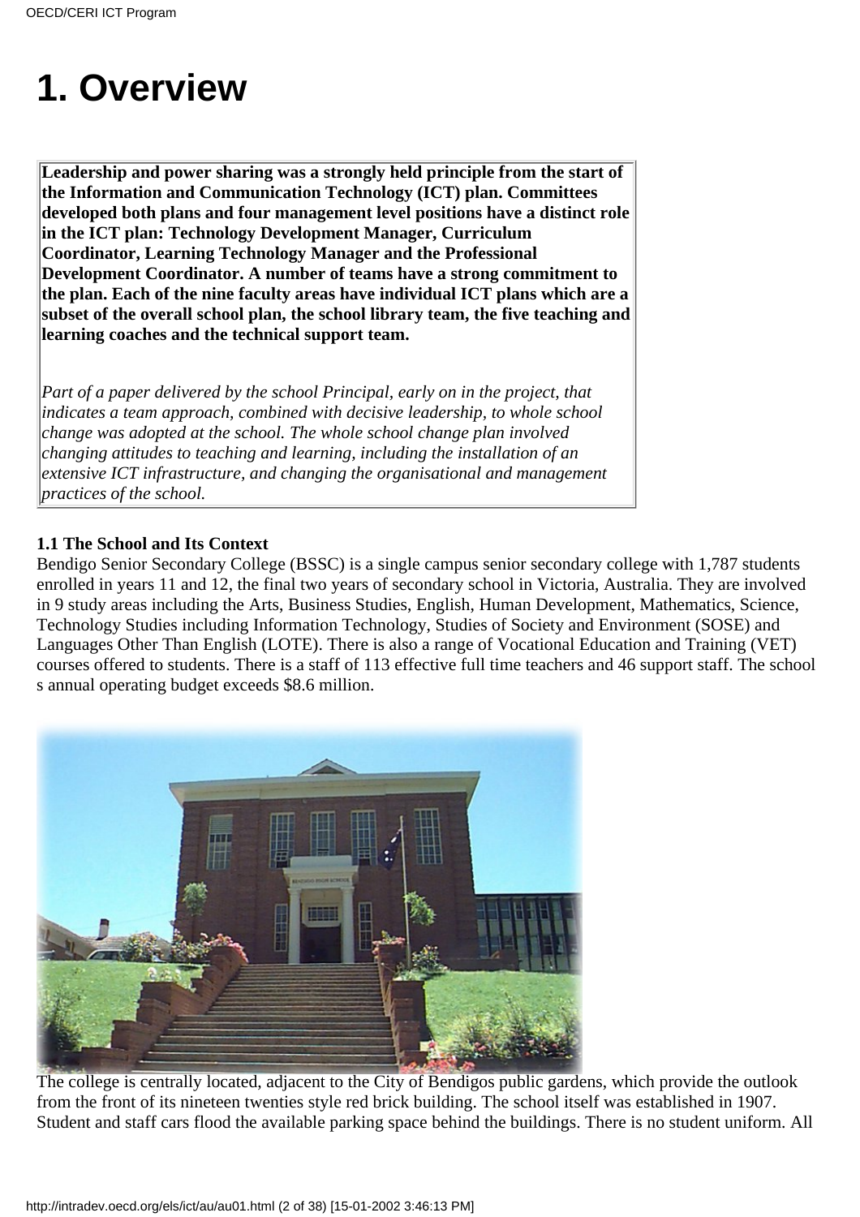# 1. Overview

**Leadership and power sharing was a strongly held principle from the start of the Information and Communication Technology (ICT) plan. Committees developed both plans and four management level positions have a distinct role in the ICT plan: Technology Development Manager, Curriculum Coordinator, Learning Technology Manager and the Professional Development Coordinator. A number of teams have a strong commitment to the plan. Each of the nine faculty areas have individual ICT plans which are a subset of the overall school plan, the school library team, the five teaching and learning coaches and the technical support team.**

*Part of a paper delivered by the school Principal, early on in the project, that indicates a team approach, combined with decisive leadership, to whole school change was adopted at the school. The whole school change plan involved changing attitudes to teaching and learning, including the installation of an extensive ICT infrastructure, and changing the organisational and management practices of the school.*

**1.1 The School and Its Context**

Bendigo Senior Secondary College (BSSC) is a single campus senior secondary college with 1,787 students enrolled in years 11 and 12, the final two years of secondary school in Victoria, Australia. They are involved in 9 study areas including the Arts, Business Studies, English, Human Development, Mathematics, Science, Technology Studies including Information Technology, Studies of Society and Environment (SOSE) and Languages Other Than English (LOTE). There is also a range of Vocational Education and Training (VET) courses offered to students. There is a staff of 113 effective full time teachers and 46 support staff. The school s annual operating budget exceeds $8.6 million.

The college is centrally located, adjacent to the City of Bendigos public gardens, which provide the outlook from the front of its nineteen twenties style red brick building. The school itself was established in 1907. Student and staff cars flood the available parking space behind the buildings. There is no student uniform. All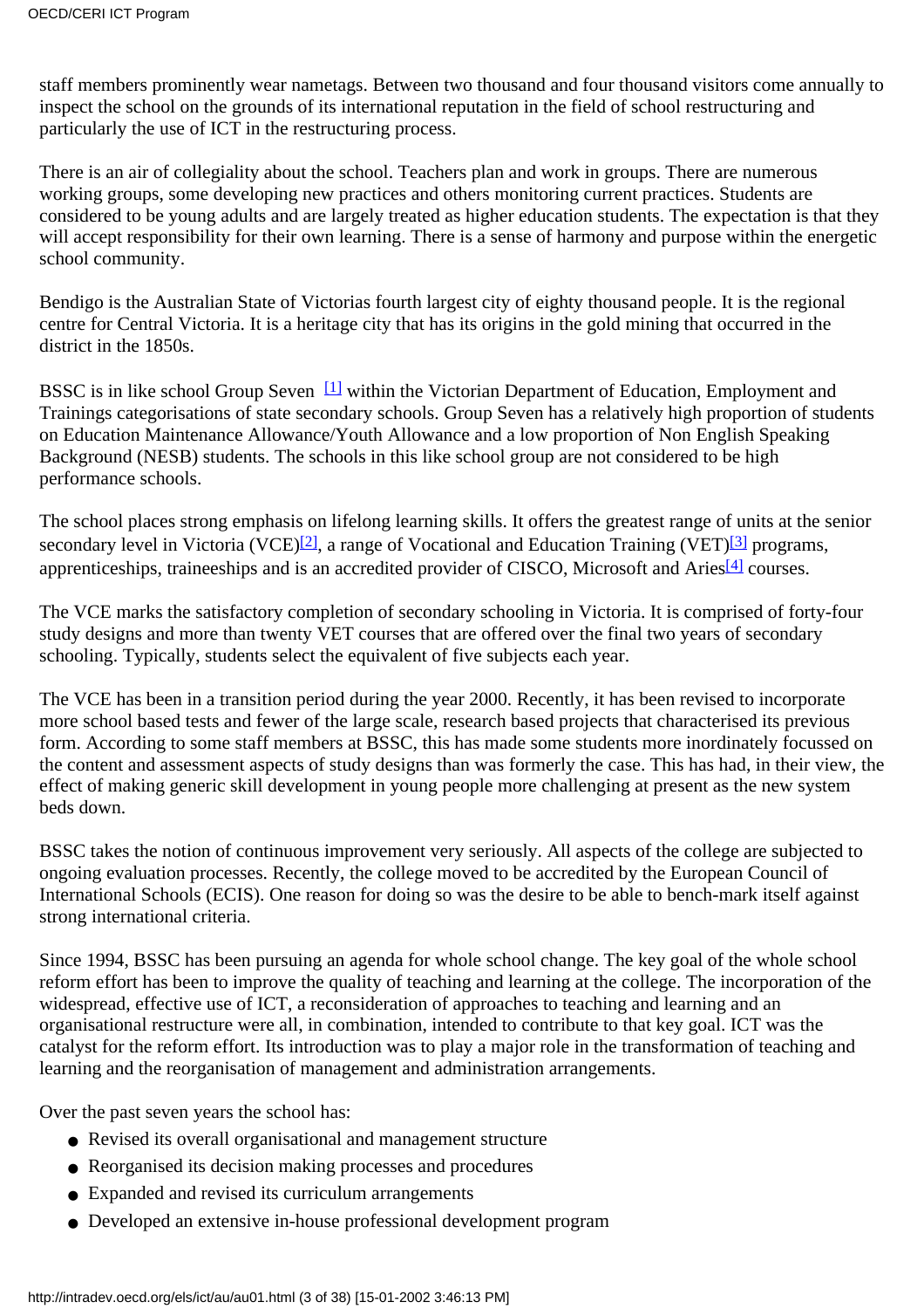staff members prominently wear nametags. Between two thousand and four thousand visitors come annually to inspect the school on the grounds of its international reputation in the field of school restructuring and particularly the use of ICT in the restructuring process.

There is an air of collegiality about the school. Teachers plan and work in groups. There are numerous working groups, some developing new practices and others monitoring current practices. Students are considered to be young adults and are largely treated as higher education students. The expectation is that they will accept responsibility for their own learning. There is a sense of harmony and purpose within the energetic school community.

Bendigo is the Australian State of Victorias fourth largest city of eighty thousand people. It is the regional centre for Central Victoria. It is a heritage city that has its origins in the gold mining that occurred in the district in the 1850s.

BSSC is in like school Group Seven [1] within the Victorian Department of Education, Employment and Trainings categorisations of state secondary schools. Group Seven has a relatively high proportion of students on Education Maintenance Allowance/Youth Allowance and a low proportion of Non English Speaking Background (NESB) students. The schools in this like school group are not considered to be high performance schools.

The school places strong emphasis on lifelong learning skills. It offers the greatest range of units at the senior secondary level in Victoria (VCE)[2], a range of Vocational and Education Training (VET)[3] programs, apprenticeships, traineeships and is an accredited provider of CISCO, Microsoft and Aries[4] courses.

The VCE marks the satisfactory completion of secondary schooling in Victoria. It is comprised of forty-four study designs and more than twenty VET courses that are offered over the final two years of secondary schooling. Typically, students select the equivalent of five subjects each year.

The VCE has been in a transition period during the year 2000. Recently, it has been revised to incorporate more school based tests and fewer of the large scale, research based projects that characterised its previous form. According to some staff members at BSSC, this has made some students more inordinately focussed on the content and assessment aspects of study designs than was formerly the case. This has had, in their view, the effect of making generic skill development in young people more challenging at present as the new system beds down.

BSSC takes the notion of continuous improvement very seriously. All aspects of the college are subjected to ongoing evaluation processes. Recently, the college moved to be accredited by the European Council of International Schools (ECIS). One reason for doing so was the desire to be able to bench-mark itself against strong international criteria.

Since 1994, BSSC has been pursuing an agenda for whole school change. The key goal of the whole school reform effort has been to improve the quality of teaching and learning at the college. The incorporation of the widespread, effective use of ICT, a reconsideration of approaches to teaching and learning and an organisational restructure were all, in combination, intended to contribute to that key goal. ICT was the catalyst for the reform effort. Its introduction was to play a major role in the transformation of teaching and learning and the reorganisation of management and administration arrangements.

Over the past seven years the school has:

- Revised its overall organisational and management structure
- Reorganised its decision making processes and procedures
- Expanded and revised its curriculum arrangements
- Developed an extensive in-house professional development program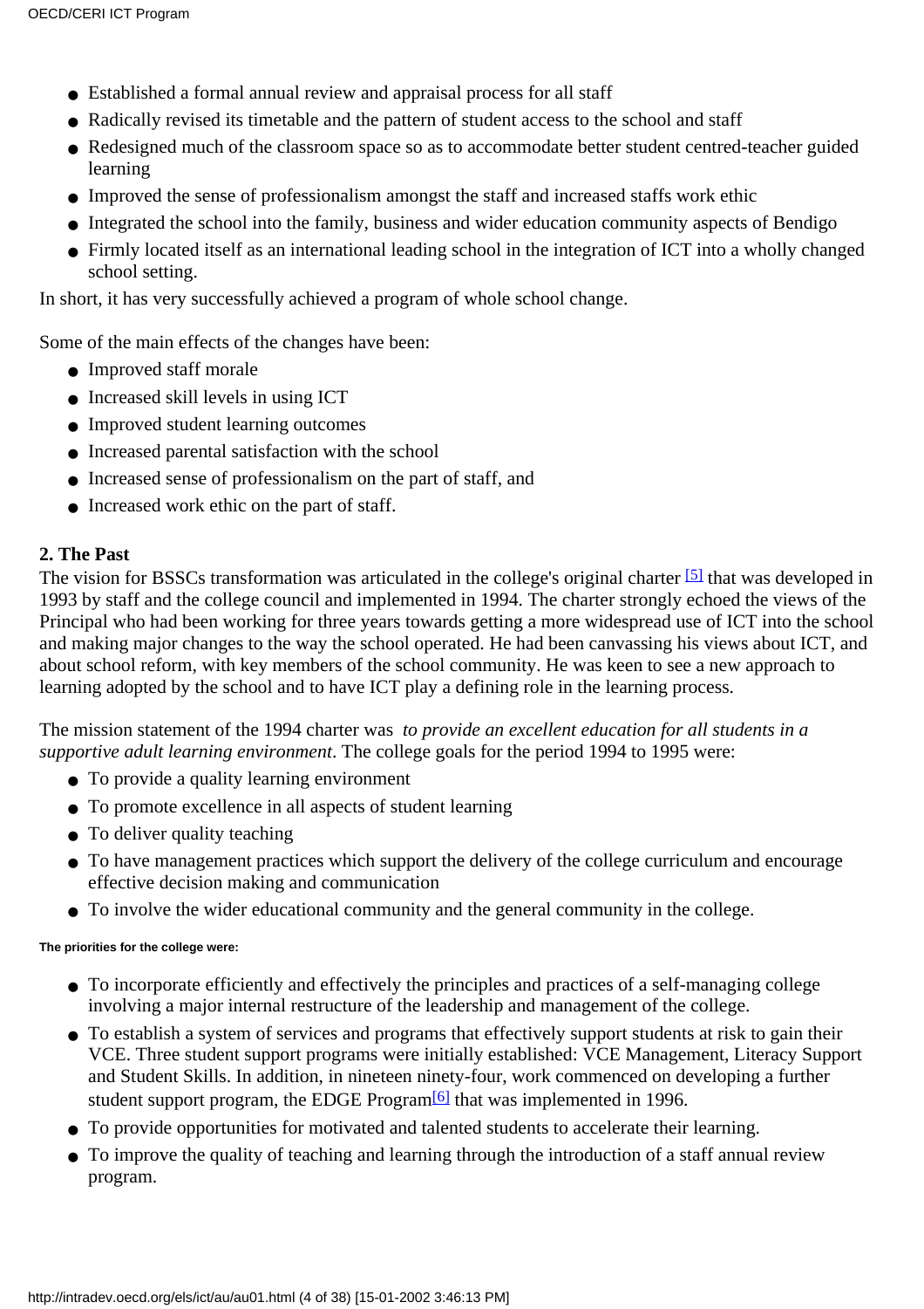- Established a formal annual review and appraisal process for all staff
- Radically revised its timetable and the pattern of student access to the school and staff
- Redesigned much of the classroom space so as to accommodate better student centred-teacher guided learning
- Improved the sense of professionalism amongst the staff and increased staffs work ethic
- Integrated the school into the family, business and wider education community aspects of Bendigo
- Firmly located itself as an international leading school in the integration of ICT into a wholly changed school setting.

In short, it has very successfully achieved a program of whole school change.

Some of the main effects of the changes have been:

- Improved staff morale
- Increased skill levels in using ICT
- Improved student learning outcomes
- Increased parental satisfaction with the school
- Increased sense of professionalism on the part of staff, and
- Increased work ethic on the part of staff.

## 2. The Past

The vision for BSSCs transformation was articulated in the college's original charter [5] that was developed in 1993 by staff and the college council and implemented in 1994. The charter strongly echoed the views of the Principal who had been working for three years towards getting a more widespread use of ICT into the school and making major changes to the way the school operated. He had been canvassing his views about ICT, and about school reform, with key members of the school community. He was keen to see a new approach to learning adopted by the school and to have ICT play a defining role in the learning process.

The mission statement of the 1994 charter was *to provide an excellent education for all students in a supportive adult learning environment*. The college goals for the period 1994 to 1995 were:

- To provide a quality learning environment
- To promote excellence in all aspects of student learning
- To deliver quality teaching
- To have management practices which support the delivery of the college curriculum and encourage effective decision making and communication
- To involve the wider educational community and the general community in the college.

**The priorities for the college were:**

- To incorporate efficiently and effectively the principles and practices of a self-managing college involving a major internal restructure of the leadership and management of the college.
- To establish a system of services and programs that effectively support students at risk to gain their VCE. Three student support programs were initially established: VCE Management, Literacy Support and Student Skills. In addition, in nineteen ninety-four, work commenced on developing a further student support program, the EDGE Program[6] that was implemented in 1996.
- To provide opportunities for motivated and talented students to accelerate their learning.
- To improve the quality of teaching and learning through the introduction of a staff annual review program.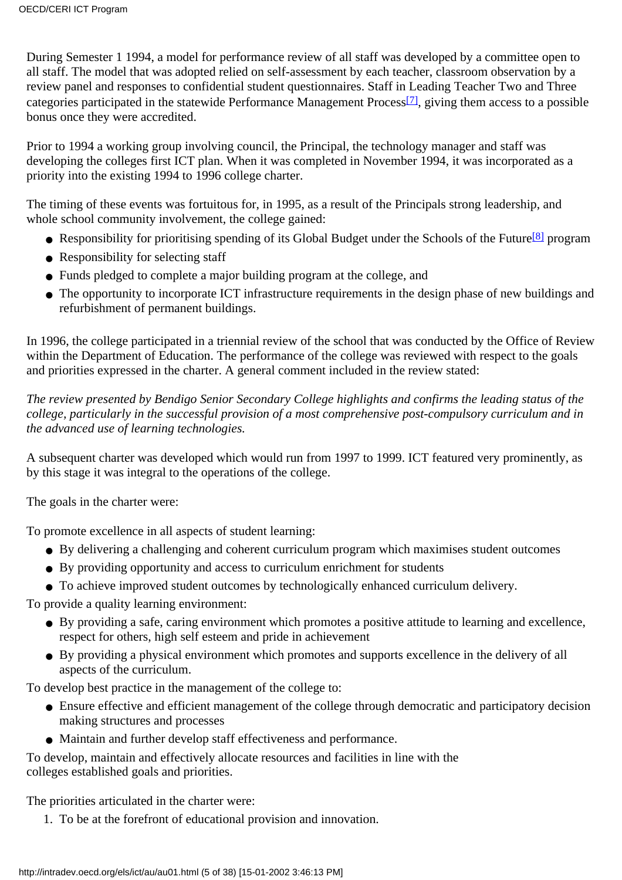During Semester 1 1994, a model for performance review of all staff was developed by a committee open to all staff. The model that was adopted relied on self-assessment by each teacher, classroom observation by a review panel and responses to confidential student questionnaires. Staff in Leading Teacher Two and Three categories participated in the statewide Performance Management Process[7], giving them access to a possible bonus once they were accredited.

Prior to 1994 a working group involving council, the Principal, the technology manager and staff was developing the colleges first ICT plan. When it was completed in November 1994, it was incorporated as a priority into the existing 1994 to 1996 college charter.

The timing of these events was fortuitous for, in 1995, as a result of the Principals strong leadership, and whole school community involvement, the college gained:

- Responsibility for prioritising spending of its Global Budget under the Schools of the Future[8] program
- Responsibility for selecting staff
- Funds pledged to complete a major building program at the college, and
- The opportunity to incorporate ICT infrastructure requirements in the design phase of new buildings and refurbishment of permanent buildings.

In 1996, the college participated in a triennial review of the school that was conducted by the Office of Review within the Department of Education. The performance of the college was reviewed with respect to the goals and priorities expressed in the charter. A general comment included in the review stated:

*The review presented by Bendigo Senior Secondary College highlights and confirms the leading status of the college, particularly in the successful provision of a most comprehensive post-compulsory curriculum and in the advanced use of learning technologies.*

A subsequent charter was developed which would run from 1997 to 1999. ICT featured very prominently, as by this stage it was integral to the operations of the college.

The goals in the charter were:

To promote excellence in all aspects of student learning:

- By delivering a challenging and coherent curriculum program which maximises student outcomes
- By providing opportunity and access to curriculum enrichment for students
- To achieve improved student outcomes by technologically enhanced curriculum delivery.

To provide a quality learning environment:

- By providing a safe, caring environment which promotes a positive attitude to learning and excellence, respect for others, high self esteem and pride in achievement
- By providing a physical environment which promotes and supports excellence in the delivery of all aspects of the curriculum.

To develop best practice in the management of the college to:

- Ensure effective and efficient management of the college through democratic and participatory decision making structures and processes
- Maintain and further develop staff effectiveness and performance.

To develop, maintain and effectively allocate resources and facilities in line with the colleges established goals and priorities.

The priorities articulated in the charter were:

1. To be at the forefront of educational provision and innovation.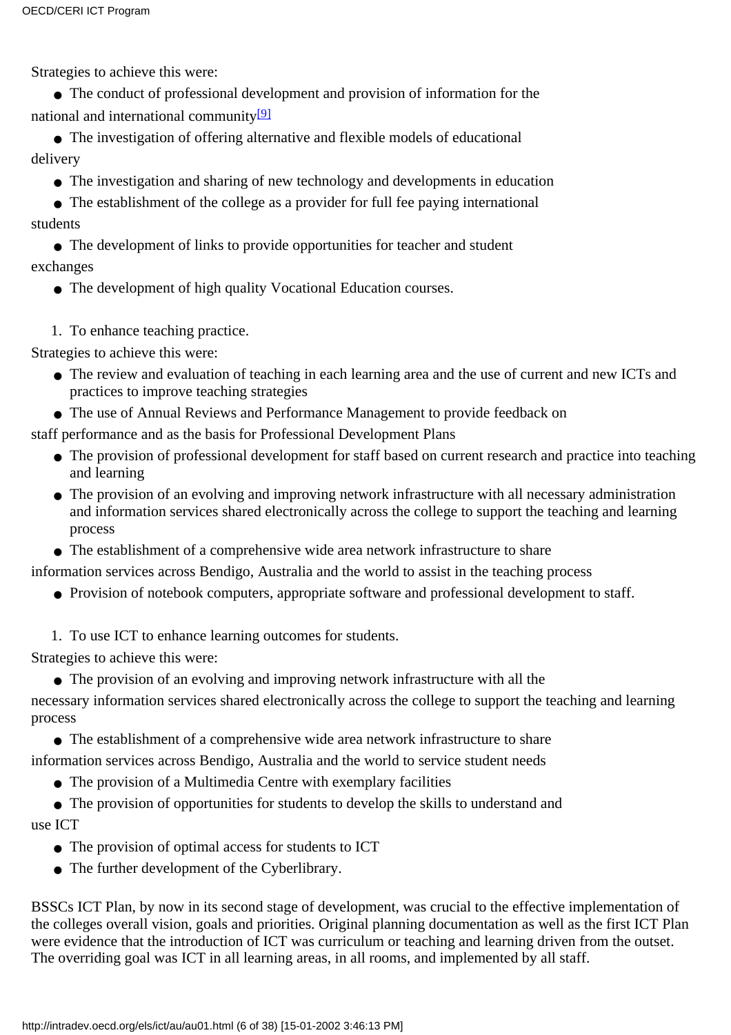Strategies to achieve this were:

- The conduct of professional development and provision of information for the national and international community[9]
- The investigation of offering alternative and flexible models of educational delivery
- The investigation and sharing of new technology and developments in education
- The establishment of the college as a provider for full fee paying international students
- The development of links to provide opportunities for teacher and student exchanges
- The development of high quality Vocational Education courses.

1. To enhance teaching practice.

Strategies to achieve this were:

- The review and evaluation of teaching in each learning area and the use of current and new ICTs and practices to improve teaching strategies
- The use of Annual Reviews and Performance Management to provide feedback on staff performance and as the basis for Professional Development Plans
- The provision of professional development for staff based on current research and practice into teaching and learning
- The provision of an evolving and improving network infrastructure with all necessary administration and information services shared electronically across the college to support the teaching and learning process
- The establishment of a comprehensive wide area network infrastructure to share information services across Bendigo, Australia and the world to assist in the teaching process
- Provision of notebook computers, appropriate software and professional development to staff.

1. To use ICT to enhance learning outcomes for students.

Strategies to achieve this were:

- The provision of an evolving and improving network infrastructure with all the necessary information services shared electronically across the college to support the teaching and learning process
- The establishment of a comprehensive wide area network infrastructure to share information services across Bendigo, Australia and the world to service student needs
- The provision of a Multimedia Centre with exemplary facilities
- The provision of opportunities for students to develop the skills to understand and use ICT
- The provision of optimal access for students to ICT
- The further development of the Cyberlibrary.

BSSCs ICT Plan, by now in its second stage of development, was crucial to the effective implementation of the colleges overall vision, goals and priorities. Original planning documentation as well as the first ICT Plan were evidence that the introduction of ICT was curriculum or teaching and learning driven from the outset. The overriding goal was ICT in all learning areas, in all rooms, and implemented by all staff.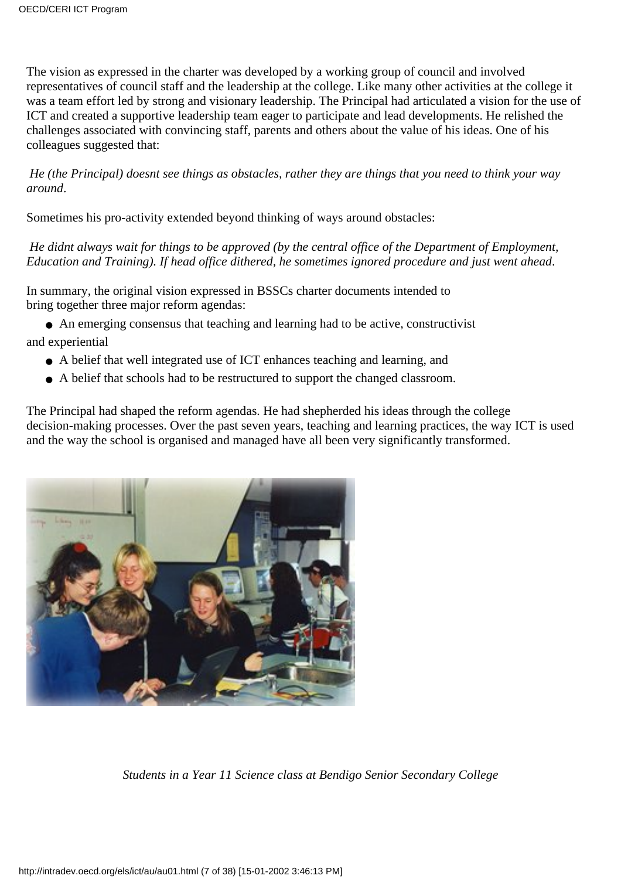The vision as expressed in the charter was developed by a working group of council and involved representatives of council staff and the leadership at the college. Like many other activities at the college it was a team effort led by strong and visionary leadership. The Principal had articulated a vision for the use of ICT and created a supportive leadership team eager to participate and lead developments. He relished the challenges associated with convincing staff, parents and others about the value of his ideas. One of his colleagues suggested that:

*He (the Principal) doesnt see things as obstacles, rather they are things that you need to think your way around.*

Sometimes his pro-activity extended beyond thinking of ways around obstacles:

*He didnt always wait for things to be approved (by the central office of the Department of Employment, Education and Training). If head office dithered, he sometimes ignored procedure and just went ahead.*

In summary, the original vision expressed in BSSCs charter documents intended to bring together three major reform agendas:

- An emerging consensus that teaching and learning had to be active, constructivist and experiential
- A belief that well integrated use of ICT enhances teaching and learning, and
- A belief that schools had to be restructured to support the changed classroom.

The Principal had shaped the reform agendas. He had shepherded his ideas through the college decision-making processes. Over the past seven years, teaching and learning practices, the way ICT is used and the way the school is organised and managed have all been very significantly transformed.

*Students in a Year 11 Science class at Bendigo Senior Secondary College*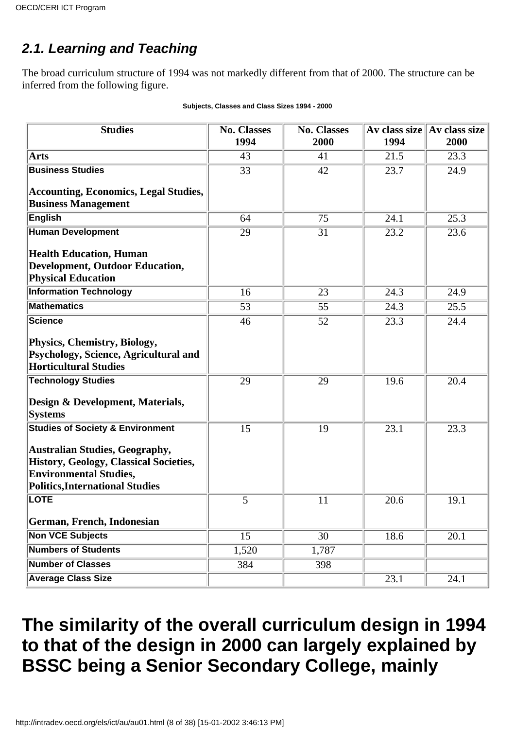### 2.1. Learning and Teaching

The broad curriculum structure of 1994 was not markedly different from that of 2000. The structure can be inferred from the following figure.

**Subjects, Classes and Class Sizes 1994 - 2000**

| Studies | No. Classes 1994 | No. Classes 2000 | Av class size 1994 | Av class size 2000 |
|---|---|---|---|---|
| **Arts** | 43 | 41 | 21.5 | 23.3 |
| **Business Studies**<br><br>**Accounting, Economics, Legal Studies, Business Management** | 33 | 42 | 23.7 | 24.9 |
| **English** | 64 | 75 | 24.1 | 25.3 |
| **Human Development**<br><br>**Health Education, Human Development, Outdoor Education, Physical Education** | 29 | 31 | 23.2 | 23.6 |
| **Information Technology** | 16 | 23 | 24.3 | 24.9 |
| **Mathematics** | 53 | 55 | 24.3 | 25.5 |
| **Science**<br><br>**Physics, Chemistry, Biology, Psychology, Science, Agricultural and Horticultural Studies** | 46 | 52 | 23.3 | 24.4 |
| **Technology Studies**<br><br>**Design & Development, Materials, Systems** | 29 | 29 | 19.6 | 20.4 |
| **Studies of Society & Environment**<br><br>**Australian Studies, Geography, History, Geology, Classical Societies, Environmental Studies, Politics,International Studies** | 15 | 19 | 23.1 | 23.3 |
| **LOTE**<br><br>**German, French, Indonesian** | 5 | 11 | 20.6 | 19.1 |
| **Non VCE Subjects** | 15 | 30 | 18.6 | 20.1 |
| **Numbers of Students** | 1,520 | 1,787 | | |
| **Number of Classes** | 384 | 398 | | |
| **Average Class Size** | | | 23.1 | 24.1 |

# The similarity of the overall curriculum design in 1994 to that of the design in 2000 can largely explained by BSSC being a Senior Secondary College, mainly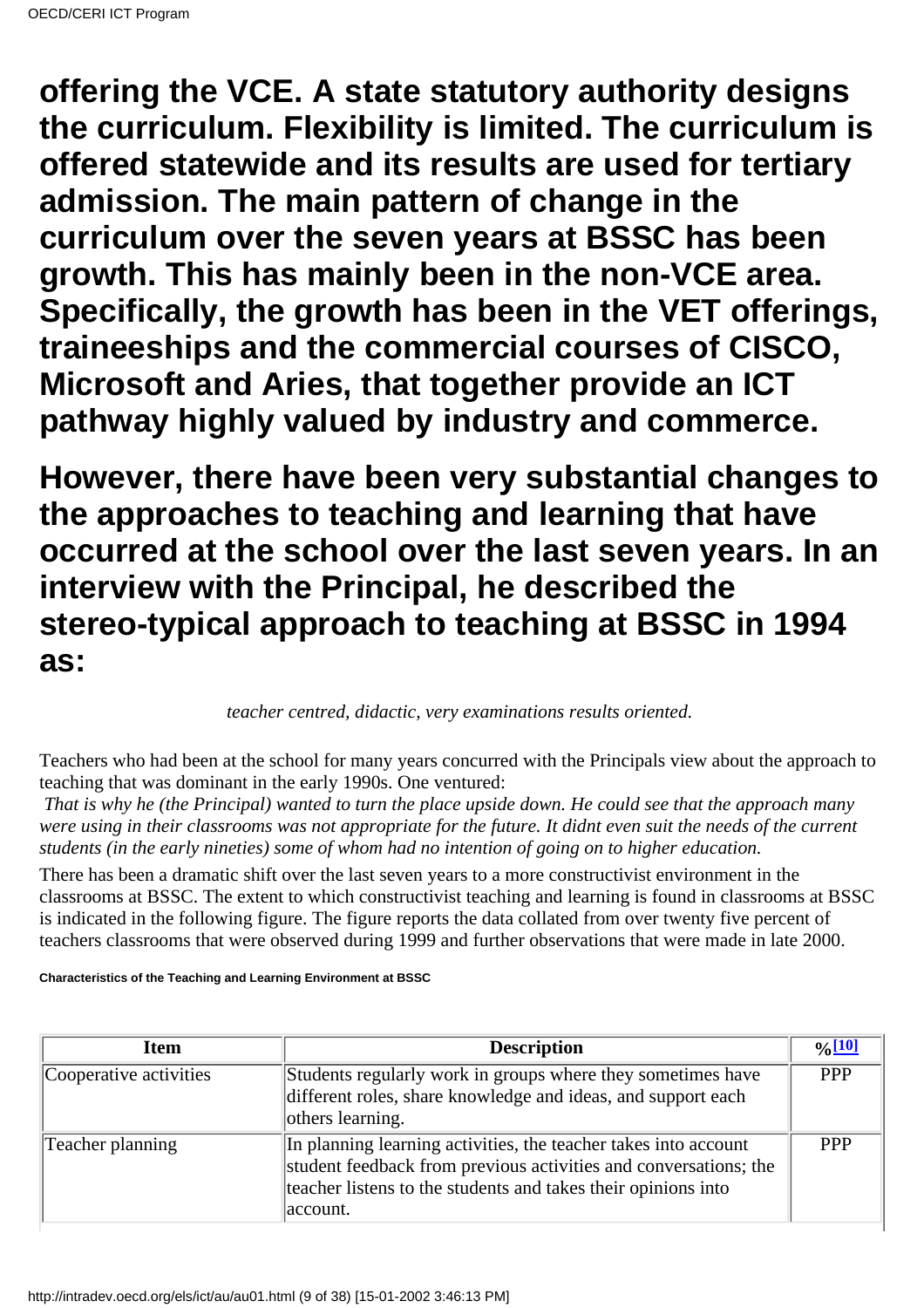**offering the VCE. A state statutory authority designs the curriculum. Flexibility is limited. The curriculum is offered statewide and its results are used for tertiary admission. The main pattern of change in the curriculum over the seven years at BSSC has been growth. This has mainly been in the non-VCE area. Specifically, the growth has been in the VET offerings, traineeships and the commercial courses of CISCO, Microsoft and Aries, that together provide an ICT pathway highly valued by industry and commerce.**

**However, there have been very substantial changes to the approaches to teaching and learning that have occurred at the school over the last seven years. In an interview with the Principal, he described the stereo-typical approach to teaching at BSSC in 1994 as:**

*teacher centred, didactic, very examinations results oriented.*

Teachers who had been at the school for many years concurred with the Principals view about the approach to teaching that was dominant in the early 1990s. One ventured:

*That is why he (the Principal) wanted to turn the place upside down. He could see that the approach many were using in their classrooms was not appropriate for the future. It didnt even suit the needs of the current students (in the early nineties) some of whom had no intention of going on to higher education.*

There has been a dramatic shift over the last seven years to a more constructivist environment in the classrooms at BSSC. The extent to which constructivist teaching and learning is found in classrooms at BSSC is indicated in the following figure. The figure reports the data collated from over twenty five percent of teachers classrooms that were observed during 1999 and further observations that were made in late 2000.

**Characteristics of the Teaching and Learning Environment at BSSC**

| Item | Description | %[10] |
|---|---|---|
| Cooperative activities | Students regularly work in groups where they sometimes have different roles, share knowledge and ideas, and support each others learning. | PPP |
| Teacher planning | In planning learning activities, the teacher takes into account student feedback from previous activities and conversations; the teacher listens to the students and takes their opinions into account. | PPP |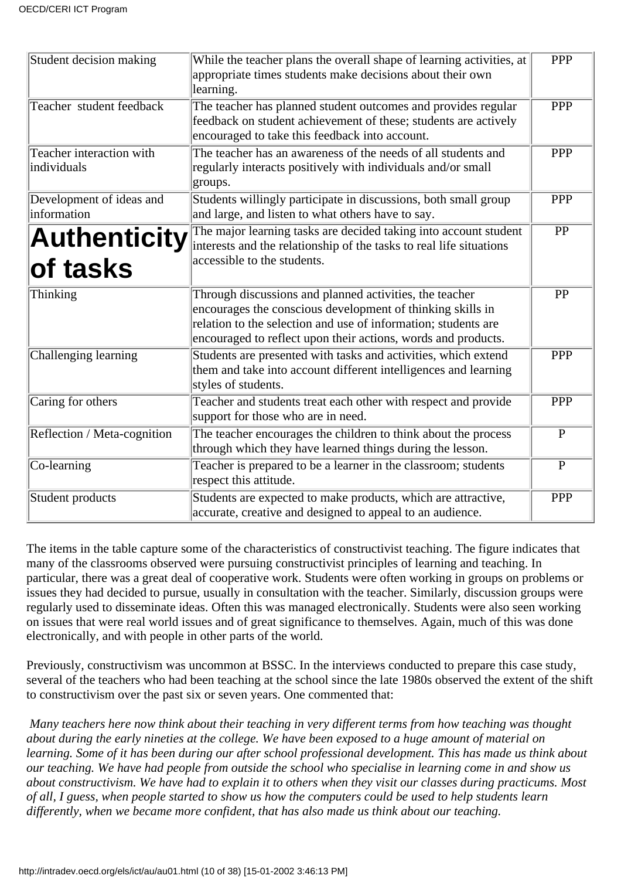| | | |
|---|---|---|
| Student decision making | While the teacher plans the overall shape of learning activities, at appropriate times students make decisions about their own learning. | PPP |
| Teacher student feedback | The teacher has planned student outcomes and provides regular feedback on student achievement of these; students are actively encouraged to take this feedback into account. | PPP |
| Teacher interaction with individuals | The teacher has an awareness of the needs of all students and regularly interacts positively with individuals and/or small groups. | PPP |
| Development of ideas and information | Students willingly participate in discussions, both small group and large, and listen to what others have to say. | PPP |
| **Authenticity of tasks** | The major learning tasks are decided taking into account student interests and the relationship of the tasks to real life situations accessible to the students. | PP |
| Thinking | Through discussions and planned activities, the teacher encourages the conscious development of thinking skills in relation to the selection and use of information; students are encouraged to reflect upon their actions, words and products. | PP |
| Challenging learning | Students are presented with tasks and activities, which extend them and take into account different intelligences and learning styles of students. | PPP |
| Caring for others | Teacher and students treat each other with respect and provide support for those who are in need. | PPP |
| Reflection / Meta-cognition | The teacher encourages the children to think about the process through which they have learned things during the lesson. | P |
| Co-learning | Teacher is prepared to be a learner in the classroom; students respect this attitude. | P |
| Student products | Students are expected to make products, which are attractive, accurate, creative and designed to appeal to an audience. | PPP |

The items in the table capture some of the characteristics of constructivist teaching. The figure indicates that many of the classrooms observed were pursuing constructivist principles of learning and teaching. In particular, there was a great deal of cooperative work. Students were often working in groups on problems or issues they had decided to pursue, usually in consultation with the teacher. Similarly, discussion groups were regularly used to disseminate ideas. Often this was managed electronically. Students were also seen working on issues that were real world issues and of great significance to themselves. Again, much of this was done electronically, and with people in other parts of the world.

Previously, constructivism was uncommon at BSSC. In the interviews conducted to prepare this case study, several of the teachers who had been teaching at the school since the late 1980s observed the extent of the shift to constructivism over the past six or seven years. One commented that:

*Many teachers here now think about their teaching in very different terms from how teaching was thought about during the early nineties at the college. We have been exposed to a huge amount of material on learning. Some of it has been during our after school professional development. This has made us think about our teaching. We have had people from outside the school who specialise in learning come in and show us about constructivism. We have had to explain it to others when they visit our classes during practicums. Most of all, I guess, when people started to show us how the computers could be used to help students learn differently, when we became more confident, that has also made us think about our teaching.*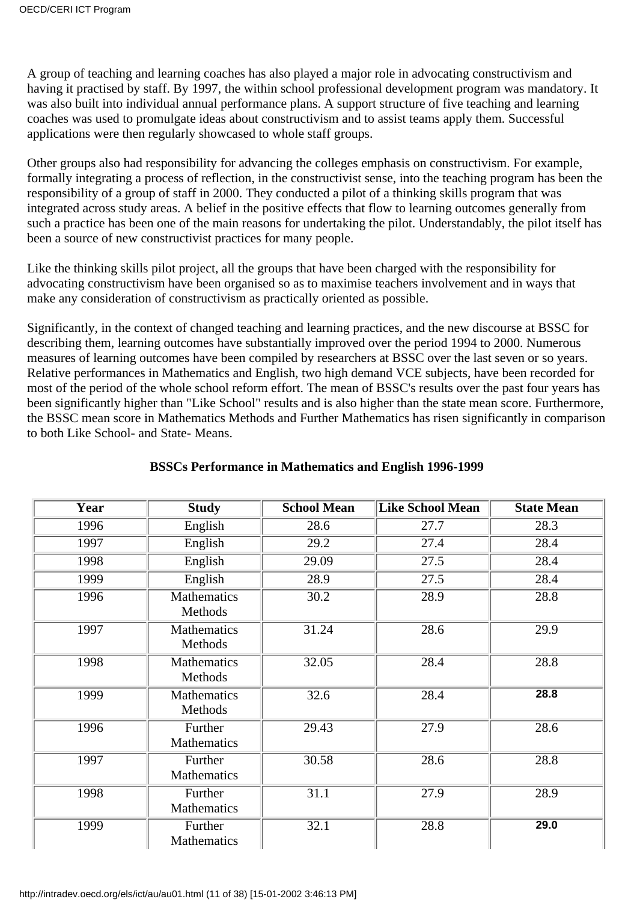A group of teaching and learning coaches has also played a major role in advocating constructivism and having it practised by staff. By 1997, the within school professional development program was mandatory. It was also built into individual annual performance plans. A support structure of five teaching and learning coaches was used to promulgate ideas about constructivism and to assist teams apply them. Successful applications were then regularly showcased to whole staff groups.

Other groups also had responsibility for advancing the colleges emphasis on constructivism. For example, formally integrating a process of reflection, in the constructivist sense, into the teaching program has been the responsibility of a group of staff in 2000. They conducted a pilot of a thinking skills program that was integrated across study areas. A belief in the positive effects that flow to learning outcomes generally from such a practice has been one of the main reasons for undertaking the pilot. Understandably, the pilot itself has been a source of new constructivist practices for many people.

Like the thinking skills pilot project, all the groups that have been charged with the responsibility for advocating constructivism have been organised so as to maximise teachers involvement and in ways that make any consideration of constructivism as practically oriented as possible.

Significantly, in the context of changed teaching and learning practices, and the new discourse at BSSC for describing them, learning outcomes have substantially improved over the period 1994 to 2000. Numerous measures of learning outcomes have been compiled by researchers at BSSC over the last seven or so years. Relative performances in Mathematics and English, two high demand VCE subjects, have been recorded for most of the period of the whole school reform effort. The mean of BSSC's results over the past four years has been significantly higher than "Like School" results and is also higher than the state mean score. Furthermore, the BSSC mean score in Mathematics Methods and Further Mathematics has risen significantly in comparison to both Like School- and State- Means.

**BSSCs Performance in Mathematics and English 1996-1999**

| Year | Study | School Mean | Like School Mean | State Mean |
|---|---|---|---|---|
| 1996 | English | 28.6 | 27.7 | 28.3 |
| 1997 | English | 29.2 | 27.4 | 28.4 |
| 1998 | English | 29.09 | 27.5 | 28.4 |
| 1999 | English | 28.9 | 27.5 | 28.4 |
| 1996 | Mathematics Methods | 30.2 | 28.9 | 28.8 |
| 1997 | Mathematics Methods | 31.24 | 28.6 | 29.9 |
| 1998 | Mathematics Methods | 32.05 | 28.4 | 28.8 |
| 1999 | Mathematics Methods | 32.6 | 28.4 | **28.8** |
| 1996 | Further Mathematics | 29.43 | 27.9 | 28.6 |
| 1997 | Further Mathematics | 30.58 | 28.6 | 28.8 |
| 1998 | Further Mathematics | 31.1 | 27.9 | 28.9 |
| 1999 | Further Mathematics | 32.1 | 28.8 | **29.0** |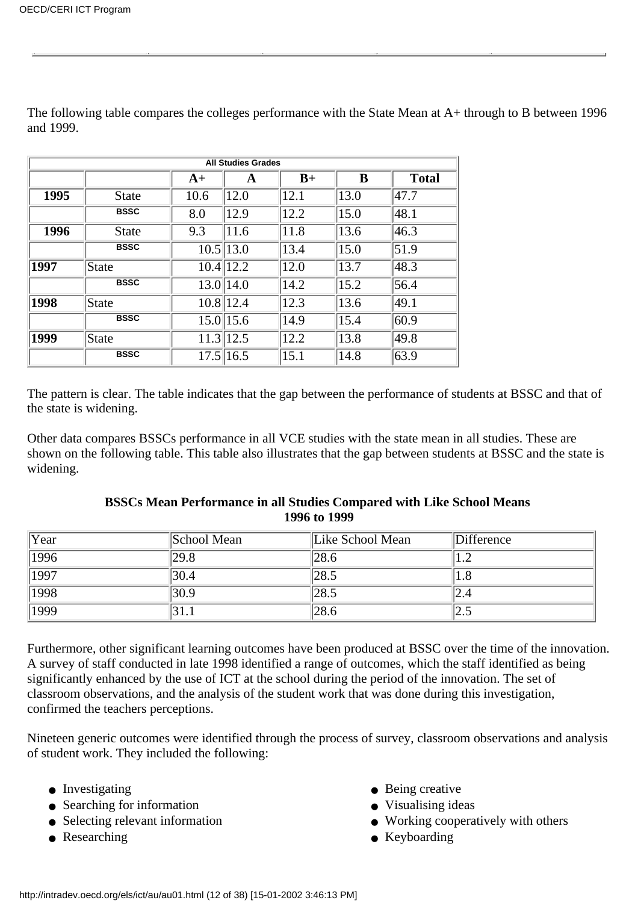The following table compares the colleges performance with the State Mean at A+ through to B between 1996 and 1999.

| All Studies Grades | | | | | | |
|---|---|---|---|---|---|---|
| | | A+ | A | B+ | B | Total |
| 1995 | State | 10.6 | 12.0 | 12.1 | 13.0 | 47.7 |
| | BSSC | 8.0 | 12.9 | 12.2 | 15.0 | 48.1 |
| 1996 | State | 9.3 | 11.6 | 11.8 | 13.6 | 46.3 |
| | BSSC | 10.5 | 13.0 | 13.4 | 15.0 | 51.9 |
| 1997 | State | 10.4 | 12.2 | 12.0 | 13.7 | 48.3 |
| | BSSC | 13.0 | 14.0 | 14.2 | 15.2 | 56.4 |
| 1998 | State | 10.8 | 12.4 | 12.3 | 13.6 | 49.1 |
| | BSSC | 15.0 | 15.6 | 14.9 | 15.4 | 60.9 |
| 1999 | State | 11.3 | 12.5 | 12.2 | 13.8 | 49.8 |
| | BSSC | 17.5 | 16.5 | 15.1 | 14.8 | 63.9 |

The pattern is clear. The table indicates that the gap between the performance of students at BSSC and that of the state is widening.

Other data compares BSSCs performance in all VCE studies with the state mean in all studies. These are shown on the following table. This table also illustrates that the gap between students at BSSC and the state is widening.

**BSSCs Mean Performance in all Studies Compared with Like School Means 1996 to 1999**

| Year | School Mean | Like School Mean | Difference |
|---|---|---|---|
| 1996 | 29.8 | 28.6 | 1.2 |
| 1997 | 30.4 | 28.5 | 1.8 |
| 1998 | 30.9 | 28.5 | 2.4 |
| 1999 | 31.1 | 28.6 | 2.5 |

Furthermore, other significant learning outcomes have been produced at BSSC over the time of the innovation. A survey of staff conducted in late 1998 identified a range of outcomes, which the staff identified as being significantly enhanced by the use of ICT at the school during the period of the innovation. The set of classroom observations, and the analysis of the student work that was done during this investigation, confirmed the teachers perceptions.

Nineteen generic outcomes were identified through the process of survey, classroom observations and analysis of student work. They included the following:

- Investigating
- Searching for information
- Selecting relevant information
- Researching
- Being creative
- Visualising ideas
- Working cooperatively with others
- Keyboarding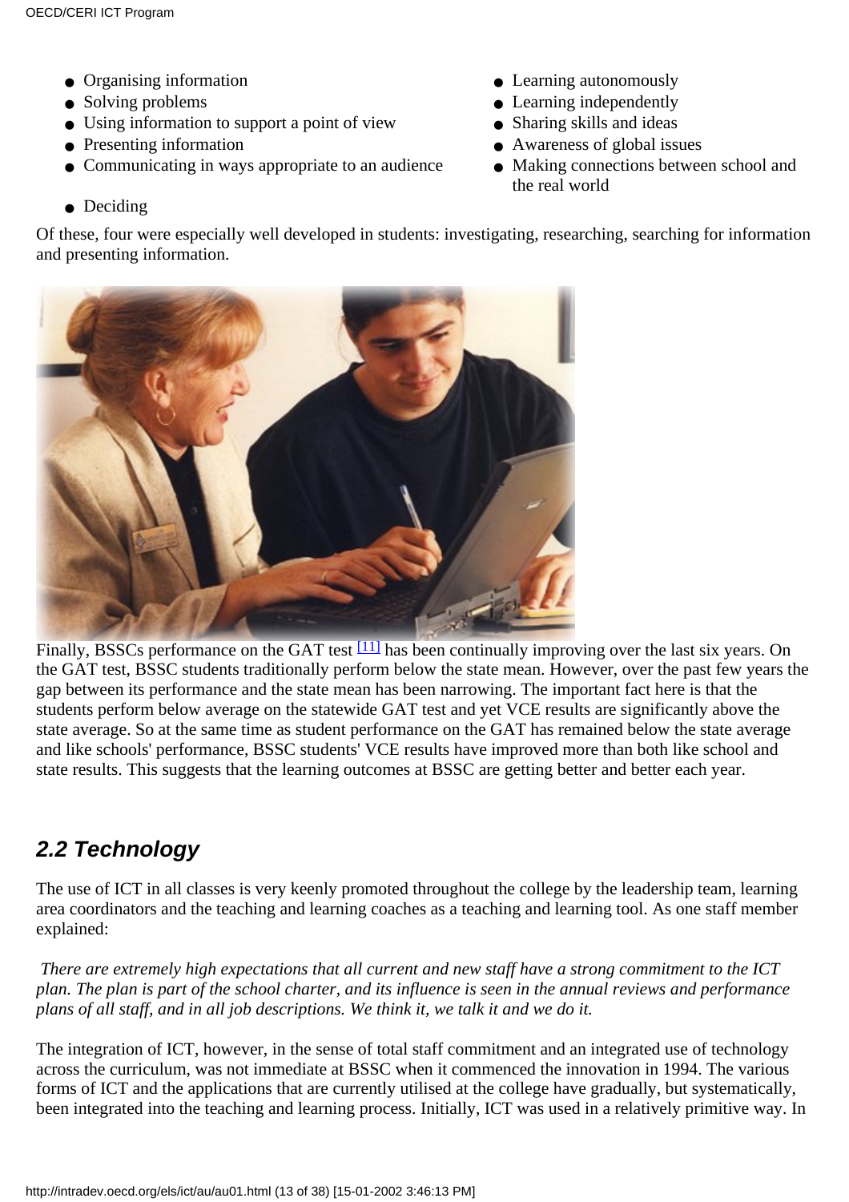- Organising information
- Solving problems
- Using information to support a point of view
- Presenting information
- Communicating in ways appropriate to an audience
- Deciding
- Learning autonomously
- Learning independently
- Sharing skills and ideas
- Awareness of global issues
- Making connections between school and the real world

Of these, four were especially well developed in students: investigating, researching, searching for information and presenting information.

Finally, BSSCs performance on the GAT test [11] has been continually improving over the last six years. On the GAT test, BSSC students traditionally perform below the state mean. However, over the past few years the gap between its performance and the state mean has been narrowing. The important fact here is that the students perform below average on the statewide GAT test and yet VCE results are significantly above the state average. So at the same time as student performance on the GAT has remained below the state average and like schools' performance, BSSC students' VCE results have improved more than both like school and state results. This suggests that the learning outcomes at BSSC are getting better and better each year.

## *2.2 Technology*

The use of ICT in all classes is very keenly promoted throughout the college by the leadership team, learning area coordinators and the teaching and learning coaches as a teaching and learning tool. As one staff member explained:

*There are extremely high expectations that all current and new staff have a strong commitment to the ICT plan. The plan is part of the school charter, and its influence is seen in the annual reviews and performance plans of all staff, and in all job descriptions. We think it, we talk it and we do it.*

The integration of ICT, however, in the sense of total staff commitment and an integrated use of technology across the curriculum, was not immediate at BSSC when it commenced the innovation in 1994. The various forms of ICT and the applications that are currently utilised at the college have gradually, but systematically, been integrated into the teaching and learning process. Initially, ICT was used in a relatively primitive way. In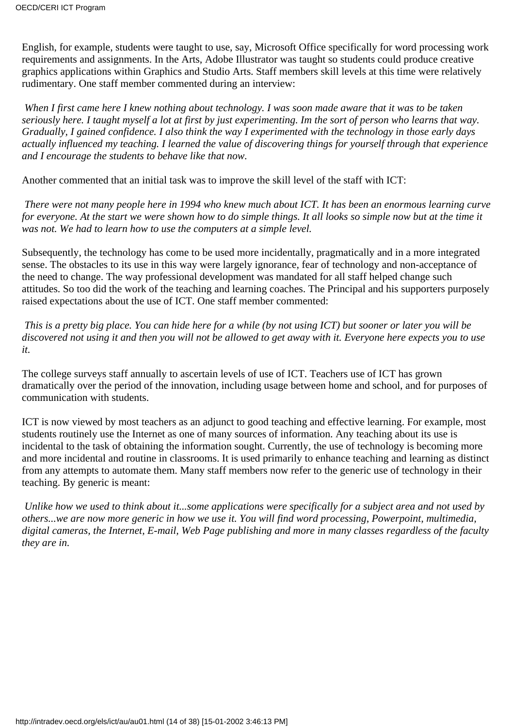English, for example, students were taught to use, say, Microsoft Office specifically for word processing work requirements and assignments. In the Arts, Adobe Illustrator was taught so students could produce creative graphics applications within Graphics and Studio Arts. Staff members skill levels at this time were relatively rudimentary. One staff member commented during an interview:

*When I first came here I knew nothing about technology. I was soon made aware that it was to be taken seriously here. I taught myself a lot at first by just experimenting. Im the sort of person who learns that way. Gradually, I gained confidence. I also think the way I experimented with the technology in those early days actually influenced my teaching. I learned the value of discovering things for yourself through that experience and I encourage the students to behave like that now.*

Another commented that an initial task was to improve the skill level of the staff with ICT:

*There were not many people here in 1994 who knew much about ICT. It has been an enormous learning curve for everyone. At the start we were shown how to do simple things. It all looks so simple now but at the time it was not. We had to learn how to use the computers at a simple level.*

Subsequently, the technology has come to be used more incidentally, pragmatically and in a more integrated sense. The obstacles to its use in this way were largely ignorance, fear of technology and non-acceptance of the need to change. The way professional development was mandated for all staff helped change such attitudes. So too did the work of the teaching and learning coaches. The Principal and his supporters purposely raised expectations about the use of ICT. One staff member commented:

*This is a pretty big place. You can hide here for a while (by not using ICT) but sooner or later you will be discovered not using it and then you will not be allowed to get away with it. Everyone here expects you to use it.*

The college surveys staff annually to ascertain levels of use of ICT. Teachers use of ICT has grown dramatically over the period of the innovation, including usage between home and school, and for purposes of communication with students.

ICT is now viewed by most teachers as an adjunct to good teaching and effective learning. For example, most students routinely use the Internet as one of many sources of information. Any teaching about its use is incidental to the task of obtaining the information sought. Currently, the use of technology is becoming more and more incidental and routine in classrooms. It is used primarily to enhance teaching and learning as distinct from any attempts to automate them. Many staff members now refer to the generic use of technology in their teaching. By generic is meant:

*Unlike how we used to think about it...some applications were specifically for a subject area and not used by others...we are now more generic in how we use it. You will find word processing, Powerpoint, multimedia, digital cameras, the Internet, E-mail, Web Page publishing and more in many classes regardless of the faculty they are in.*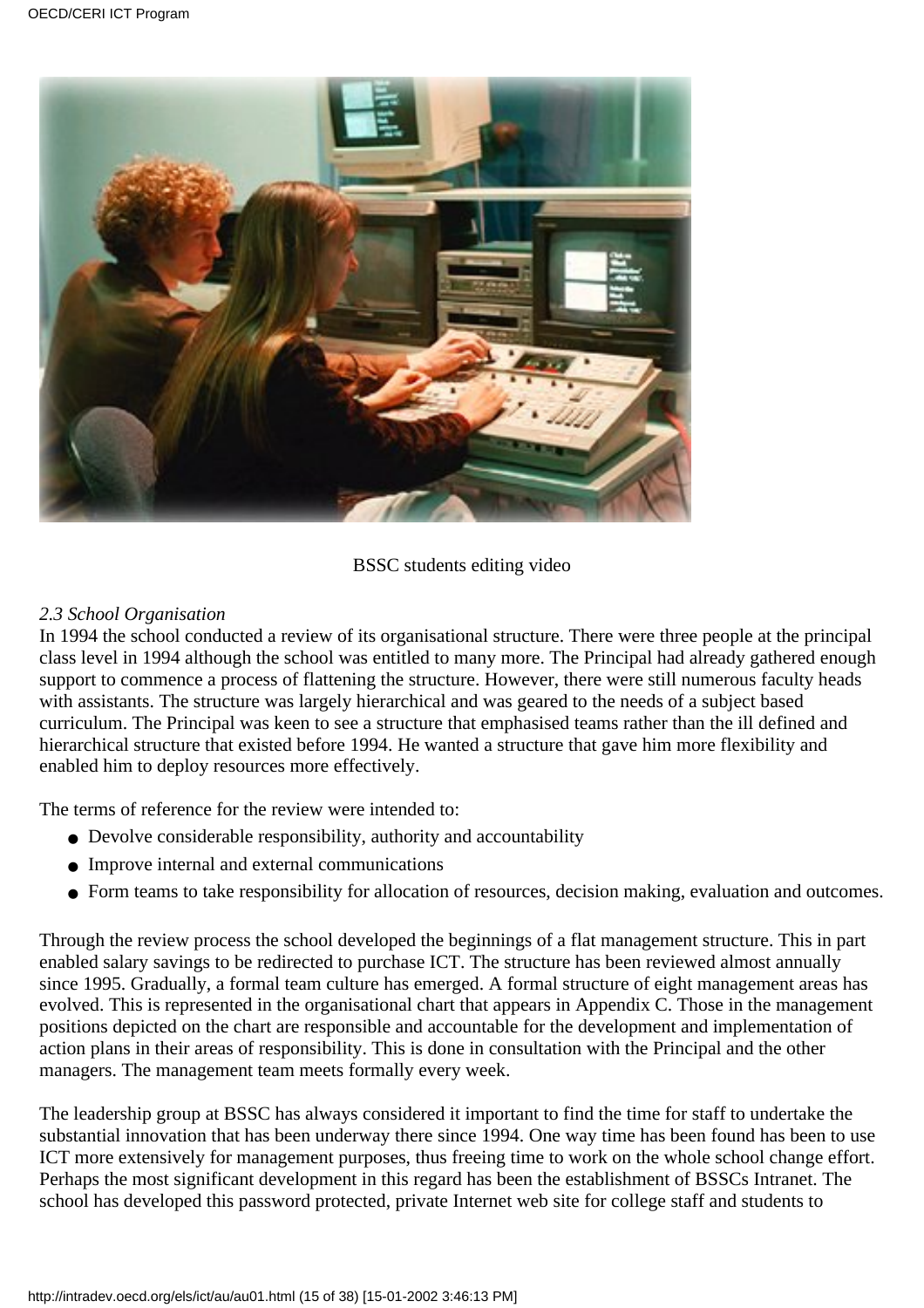BSSC students editing video

*2.3 School Organisation*

In 1994 the school conducted a review of its organisational structure. There were three people at the principal class level in 1994 although the school was entitled to many more. The Principal had already gathered enough support to commence a process of flattening the structure. However, there were still numerous faculty heads with assistants. The structure was largely hierarchical and was geared to the needs of a subject based curriculum. The Principal was keen to see a structure that emphasised teams rather than the ill defined and hierarchical structure that existed before 1994. He wanted a structure that gave him more flexibility and enabled him to deploy resources more effectively.

The terms of reference for the review were intended to:

- Devolve considerable responsibility, authority and accountability
- Improve internal and external communications
- Form teams to take responsibility for allocation of resources, decision making, evaluation and outcomes.

Through the review process the school developed the beginnings of a flat management structure. This in part enabled salary savings to be redirected to purchase ICT. The structure has been reviewed almost annually since 1995. Gradually, a formal team culture has emerged. A formal structure of eight management areas has evolved. This is represented in the organisational chart that appears in Appendix C. Those in the management positions depicted on the chart are responsible and accountable for the development and implementation of action plans in their areas of responsibility. This is done in consultation with the Principal and the other managers. The management team meets formally every week.

The leadership group at BSSC has always considered it important to find the time for staff to undertake the substantial innovation that has been underway there since 1994. One way time has been found has been to use ICT more extensively for management purposes, thus freeing time to work on the whole school change effort. Perhaps the most significant development in this regard has been the establishment of BSSCs Intranet. The school has developed this password protected, private Internet web site for college staff and students to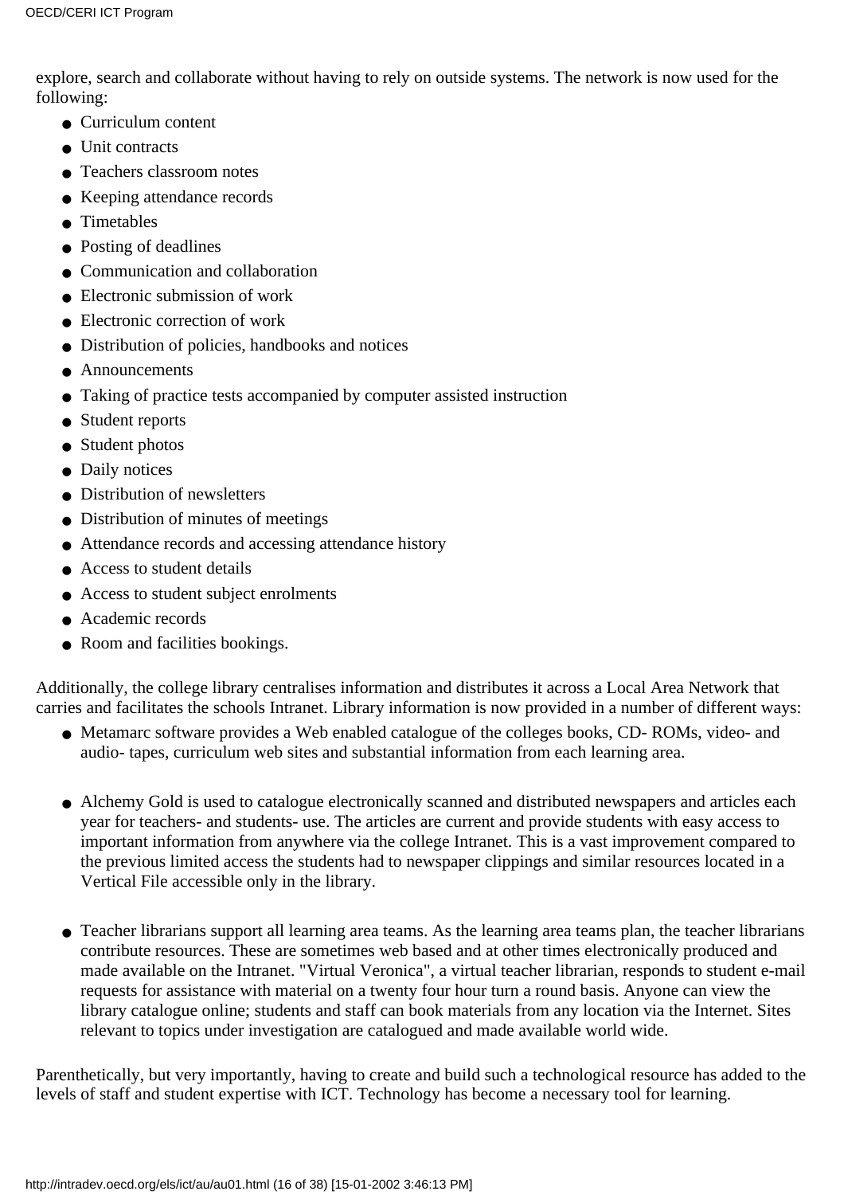explore, search and collaborate without having to rely on outside systems. The network is now used for the following:

- Curriculum content
- Unit contracts
- Teachers classroom notes
- Keeping attendance records
- Timetables
- Posting of deadlines
- Communication and collaboration
- Electronic submission of work
- Electronic correction of work
- Distribution of policies, handbooks and notices
- Announcements
- Taking of practice tests accompanied by computer assisted instruction
- Student reports
- Student photos
- Daily notices
- Distribution of newsletters
- Distribution of minutes of meetings
- Attendance records and accessing attendance history
- Access to student details
- Access to student subject enrolments
- Academic records
- Room and facilities bookings.

Additionally, the college library centralises information and distributes it across a Local Area Network that carries and facilitates the schools Intranet. Library information is now provided in a number of different ways:

- Metamarc software provides a Web enabled catalogue of the colleges books, CD- ROMs, video- and audio- tapes, curriculum web sites and substantial information from each learning area.

- Alchemy Gold is used to catalogue electronically scanned and distributed newspapers and articles each year for teachers- and students- use. The articles are current and provide students with easy access to important information from anywhere via the college Intranet. This is a vast improvement compared to the previous limited access the students had to newspaper clippings and similar resources located in a Vertical File accessible only in the library.

- Teacher librarians support all learning area teams. As the learning area teams plan, the teacher librarians contribute resources. These are sometimes web based and at other times electronically produced and made available on the Intranet. "Virtual Veronica", a virtual teacher librarian, responds to student e-mail requests for assistance with material on a twenty four hour turn a round basis. Anyone can view the library catalogue online; students and staff can book materials from any location via the Internet. Sites relevant to topics under investigation are catalogued and made available world wide.

Parenthetically, but very importantly, having to create and build such a technological resource has added to the levels of staff and student expertise with ICT. Technology has become a necessary tool for learning.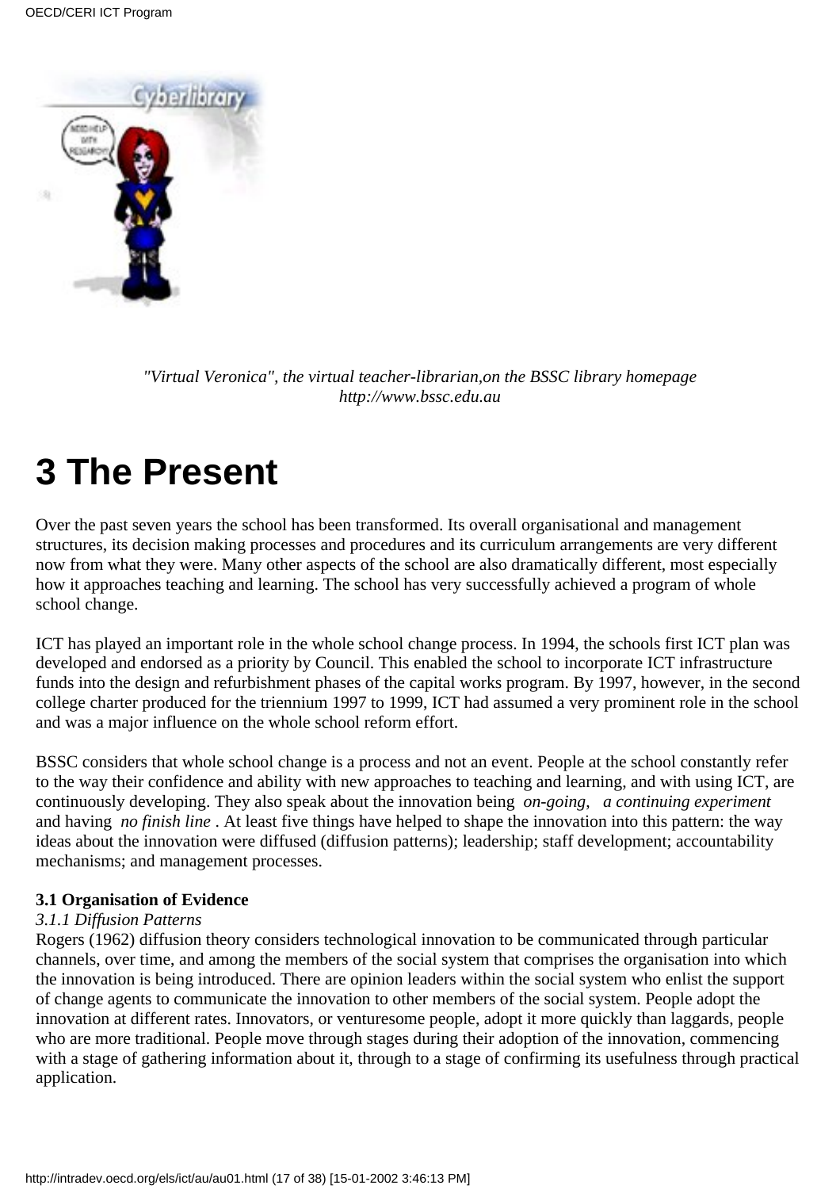*"Virtual Veronica", the virtual teacher-librarian,on the BSSC library homepage http://www.bssc.edu.au*

# 3 The Present

Over the past seven years the school has been transformed. Its overall organisational and management structures, its decision making processes and procedures and its curriculum arrangements are very different now from what they were. Many other aspects of the school are also dramatically different, most especially how it approaches teaching and learning. The school has very successfully achieved a program of whole school change.

ICT has played an important role in the whole school change process. In 1994, the schools first ICT plan was developed and endorsed as a priority by Council. This enabled the school to incorporate ICT infrastructure funds into the design and refurbishment phases of the capital works program. By 1997, however, in the second college charter produced for the triennium 1997 to 1999, ICT had assumed a very prominent role in the school and was a major influence on the whole school reform effort.

BSSC considers that whole school change is a process and not an event. People at the school constantly refer to the way their confidence and ability with new approaches to teaching and learning, and with using ICT, are continuously developing. They also speak about the innovation being *on-going*, *a continuing experiment* and having *no finish line* . At least five things have helped to shape the innovation into this pattern: the way ideas about the innovation were diffused (diffusion patterns); leadership; staff development; accountability mechanisms; and management processes.

**3.1 Organisation of Evidence**

*3.1.1 Diffusion Patterns*

Rogers (1962) diffusion theory considers technological innovation to be communicated through particular channels, over time, and among the members of the social system that comprises the organisation into which the innovation is being introduced. There are opinion leaders within the social system who enlist the support of change agents to communicate the innovation to other members of the social system. People adopt the innovation at different rates. Innovators, or venturesome people, adopt it more quickly than laggards, people who are more traditional. People move through stages during their adoption of the innovation, commencing with a stage of gathering information about it, through to a stage of confirming its usefulness through practical application.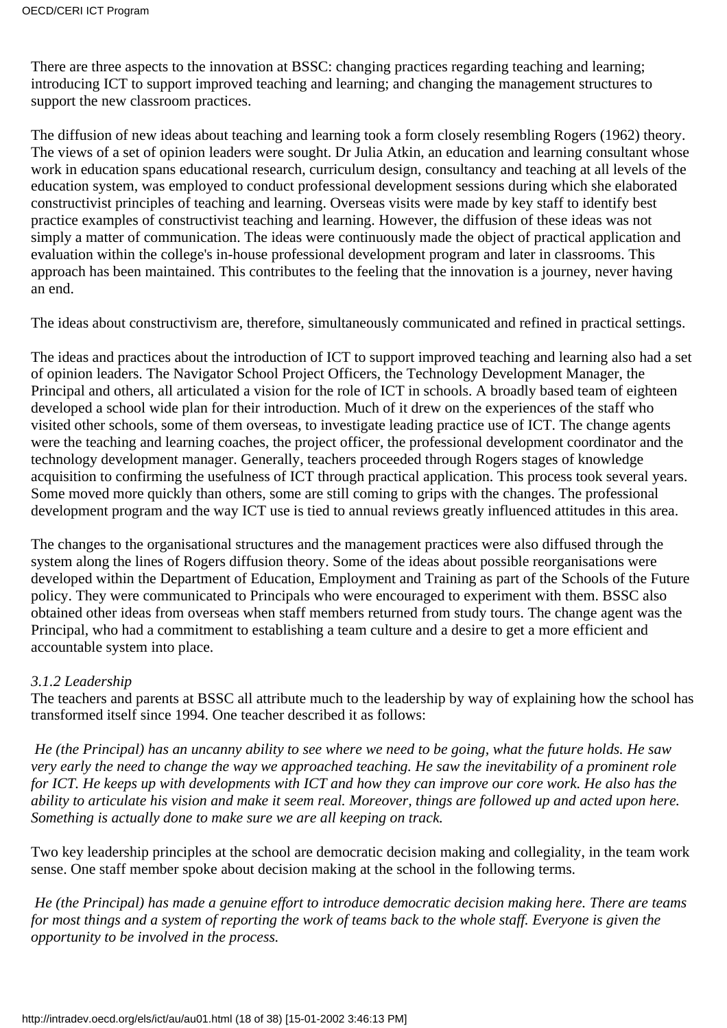There are three aspects to the innovation at BSSC: changing practices regarding teaching and learning; introducing ICT to support improved teaching and learning; and changing the management structures to support the new classroom practices.

The diffusion of new ideas about teaching and learning took a form closely resembling Rogers (1962) theory. The views of a set of opinion leaders were sought. Dr Julia Atkin, an education and learning consultant whose work in education spans educational research, curriculum design, consultancy and teaching at all levels of the education system, was employed to conduct professional development sessions during which she elaborated constructivist principles of teaching and learning. Overseas visits were made by key staff to identify best practice examples of constructivist teaching and learning. However, the diffusion of these ideas was not simply a matter of communication. The ideas were continuously made the object of practical application and evaluation within the college's in-house professional development program and later in classrooms. This approach has been maintained. This contributes to the feeling that the innovation is a journey, never having an end.

The ideas about constructivism are, therefore, simultaneously communicated and refined in practical settings.

The ideas and practices about the introduction of ICT to support improved teaching and learning also had a set of opinion leaders. The Navigator School Project Officers, the Technology Development Manager, the Principal and others, all articulated a vision for the role of ICT in schools. A broadly based team of eighteen developed a school wide plan for their introduction. Much of it drew on the experiences of the staff who visited other schools, some of them overseas, to investigate leading practice use of ICT. The change agents were the teaching and learning coaches, the project officer, the professional development coordinator and the technology development manager. Generally, teachers proceeded through Rogers stages of knowledge acquisition to confirming the usefulness of ICT through practical application. This process took several years. Some moved more quickly than others, some are still coming to grips with the changes. The professional development program and the way ICT use is tied to annual reviews greatly influenced attitudes in this area.

The changes to the organisational structures and the management practices were also diffused through the system along the lines of Rogers diffusion theory. Some of the ideas about possible reorganisations were developed within the Department of Education, Employment and Training as part of the Schools of the Future policy. They were communicated to Principals who were encouraged to experiment with them. BSSC also obtained other ideas from overseas when staff members returned from study tours. The change agent was the Principal, who had a commitment to establishing a team culture and a desire to get a more efficient and accountable system into place.

#### *3.1.2 Leadership*

The teachers and parents at BSSC all attribute much to the leadership by way of explaining how the school has transformed itself since 1994. One teacher described it as follows:

*He (the Principal) has an uncanny ability to see where we need to be going, what the future holds. He saw very early the need to change the way we approached teaching. He saw the inevitability of a prominent role for ICT. He keeps up with developments with ICT and how they can improve our core work. He also has the ability to articulate his vision and make it seem real. Moreover, things are followed up and acted upon here. Something is actually done to make sure we are all keeping on track.*

Two key leadership principles at the school are democratic decision making and collegiality, in the team work sense. One staff member spoke about decision making at the school in the following terms.

*He (the Principal) has made a genuine effort to introduce democratic decision making here. There are teams for most things and a system of reporting the work of teams back to the whole staff. Everyone is given the opportunity to be involved in the process.*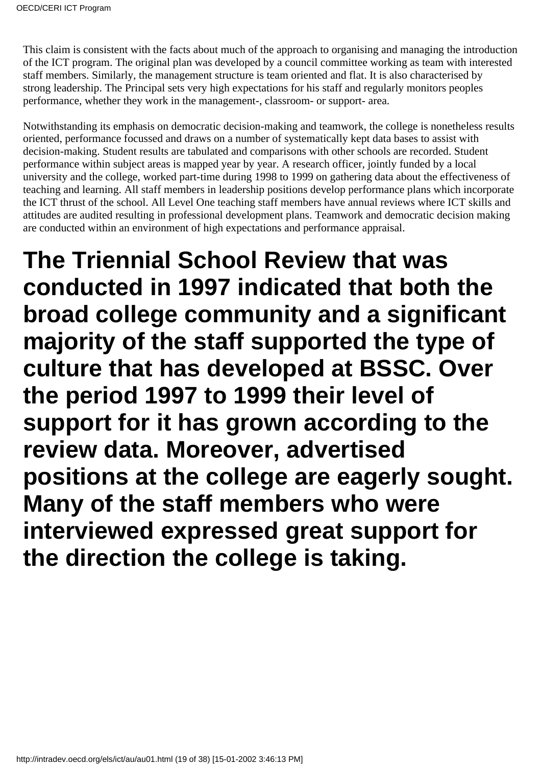This claim is consistent with the facts about much of the approach to organising and managing the introduction of the ICT program. The original plan was developed by a council committee working as team with interested staff members. Similarly, the management structure is team oriented and flat. It is also characterised by strong leadership. The Principal sets very high expectations for his staff and regularly monitors peoples performance, whether they work in the management-, classroom- or support- area.

Notwithstanding its emphasis on democratic decision-making and teamwork, the college is nonetheless results oriented, performance focussed and draws on a number of systematically kept data bases to assist with decision-making. Student results are tabulated and comparisons with other schools are recorded. Student performance within subject areas is mapped year by year. A research officer, jointly funded by a local university and the college, worked part-time during 1998 to 1999 on gathering data about the effectiveness of teaching and learning. All staff members in leadership positions develop performance plans which incorporate the ICT thrust of the school. All Level One teaching staff members have annual reviews where ICT skills and attitudes are audited resulting in professional development plans. Teamwork and democratic decision making are conducted within an environment of high expectations and performance appraisal.

# The Triennial School Review that was conducted in 1997 indicated that both the broad college community and a significant majority of the staff supported the type of culture that has developed at BSSC. Over the period 1997 to 1999 their level of support for it has grown according to the review data. Moreover, advertised positions at the college are eagerly sought. Many of the staff members who were interviewed expressed great support for the direction the college is taking.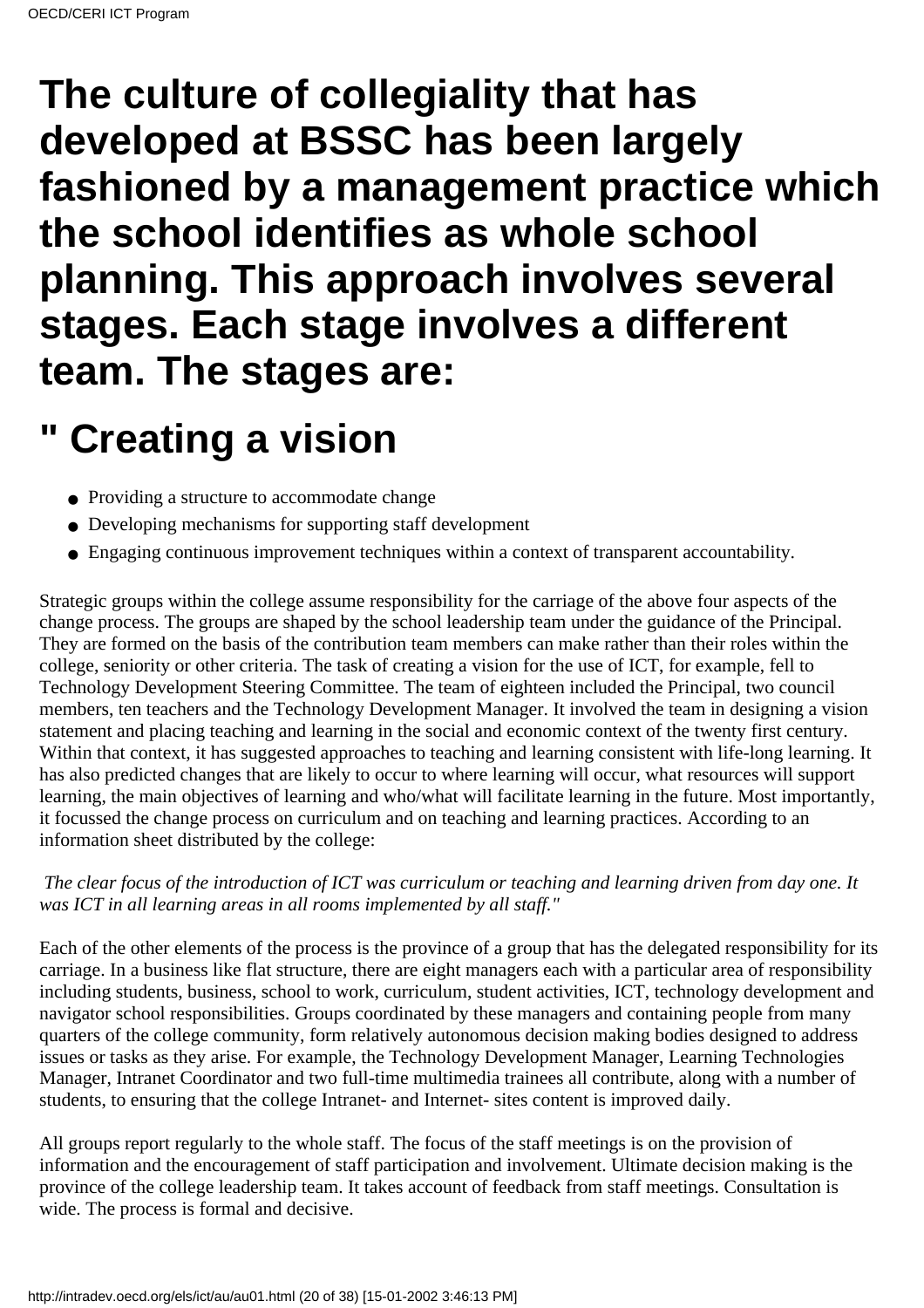# The culture of collegiality that has developed at BSSC has been largely fashioned by a management practice which the school identifies as whole school planning. This approach involves several stages. Each stage involves a different team. The stages are:

# " Creating a vision

- Providing a structure to accommodate change
- Developing mechanisms for supporting staff development
- Engaging continuous improvement techniques within a context of transparent accountability.

Strategic groups within the college assume responsibility for the carriage of the above four aspects of the change process. The groups are shaped by the school leadership team under the guidance of the Principal. They are formed on the basis of the contribution team members can make rather than their roles within the college, seniority or other criteria. The task of creating a vision for the use of ICT, for example, fell to Technology Development Steering Committee. The team of eighteen included the Principal, two council members, ten teachers and the Technology Development Manager. It involved the team in designing a vision statement and placing teaching and learning in the social and economic context of the twenty first century. Within that context, it has suggested approaches to teaching and learning consistent with life-long learning. It has also predicted changes that are likely to occur to where learning will occur, what resources will support learning, the main objectives of learning and who/what will facilitate learning in the future. Most importantly, it focussed the change process on curriculum and on teaching and learning practices. According to an information sheet distributed by the college:

*The clear focus of the introduction of ICT was curriculum or teaching and learning driven from day one. It was ICT in all learning areas in all rooms implemented by all staff."*

Each of the other elements of the process is the province of a group that has the delegated responsibility for its carriage. In a business like flat structure, there are eight managers each with a particular area of responsibility including students, business, school to work, curriculum, student activities, ICT, technology development and navigator school responsibilities. Groups coordinated by these managers and containing people from many quarters of the college community, form relatively autonomous decision making bodies designed to address issues or tasks as they arise. For example, the Technology Development Manager, Learning Technologies Manager, Intranet Coordinator and two full-time multimedia trainees all contribute, along with a number of students, to ensuring that the college Intranet- and Internet- sites content is improved daily.

All groups report regularly to the whole staff. The focus of the staff meetings is on the provision of information and the encouragement of staff participation and involvement. Ultimate decision making is the province of the college leadership team. It takes account of feedback from staff meetings. Consultation is wide. The process is formal and decisive.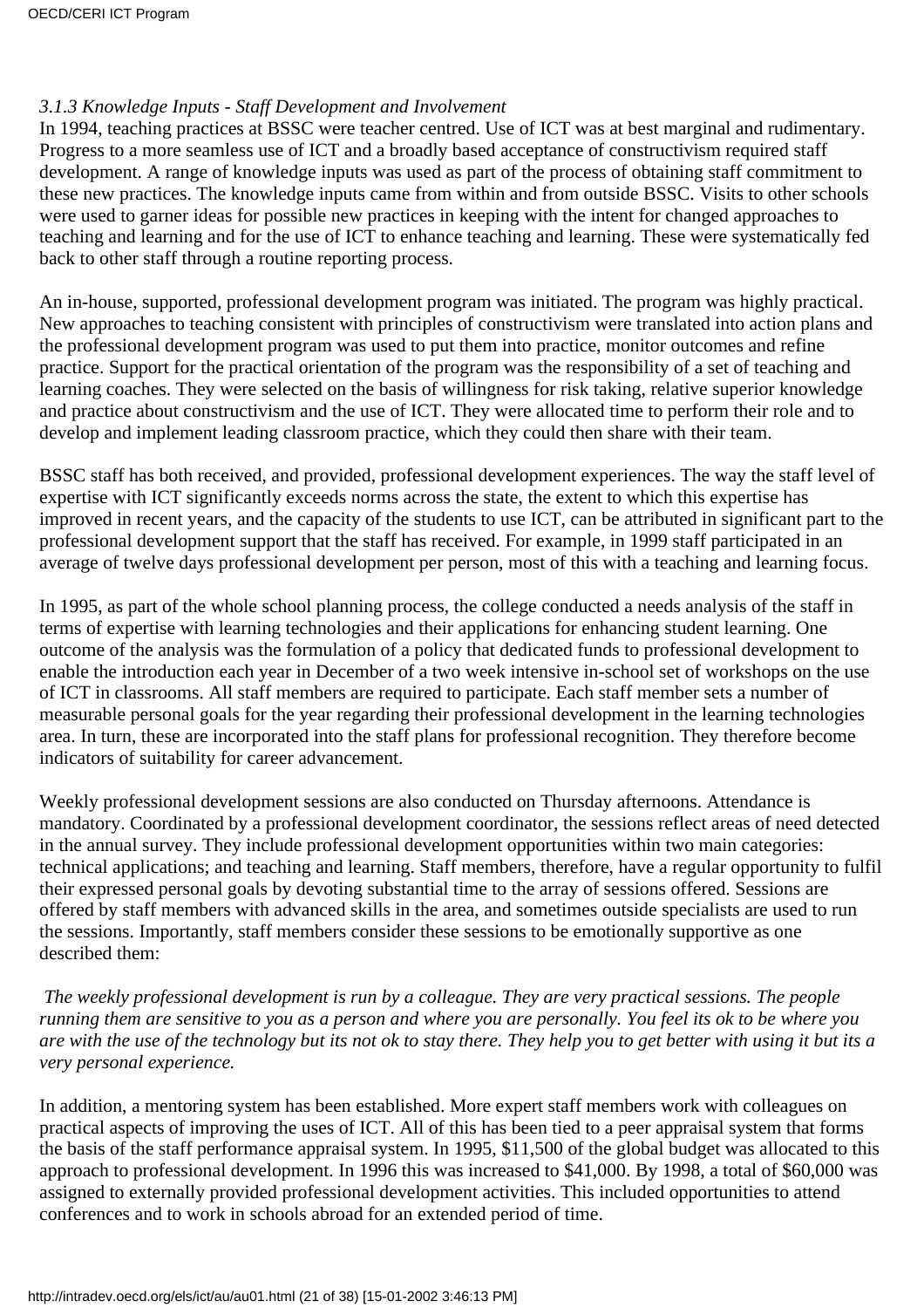*3.1.3 Knowledge Inputs - Staff Development and Involvement*

In 1994, teaching practices at BSSC were teacher centred. Use of ICT was at best marginal and rudimentary. Progress to a more seamless use of ICT and a broadly based acceptance of constructivism required staff development. A range of knowledge inputs was used as part of the process of obtaining staff commitment to these new practices. The knowledge inputs came from within and from outside BSSC. Visits to other schools were used to garner ideas for possible new practices in keeping with the intent for changed approaches to teaching and learning and for the use of ICT to enhance teaching and learning. These were systematically fed back to other staff through a routine reporting process.

An in-house, supported, professional development program was initiated. The program was highly practical. New approaches to teaching consistent with principles of constructivism were translated into action plans and the professional development program was used to put them into practice, monitor outcomes and refine practice. Support for the practical orientation of the program was the responsibility of a set of teaching and learning coaches. They were selected on the basis of willingness for risk taking, relative superior knowledge and practice about constructivism and the use of ICT. They were allocated time to perform their role and to develop and implement leading classroom practice, which they could then share with their team.

BSSC staff has both received, and provided, professional development experiences. The way the staff level of expertise with ICT significantly exceeds norms across the state, the extent to which this expertise has improved in recent years, and the capacity of the students to use ICT, can be attributed in significant part to the professional development support that the staff has received. For example, in 1999 staff participated in an average of twelve days professional development per person, most of this with a teaching and learning focus.

In 1995, as part of the whole school planning process, the college conducted a needs analysis of the staff in terms of expertise with learning technologies and their applications for enhancing student learning. One outcome of the analysis was the formulation of a policy that dedicated funds to professional development to enable the introduction each year in December of a two week intensive in-school set of workshops on the use of ICT in classrooms. All staff members are required to participate. Each staff member sets a number of measurable personal goals for the year regarding their professional development in the learning technologies area. In turn, these are incorporated into the staff plans for professional recognition. They therefore become indicators of suitability for career advancement.

Weekly professional development sessions are also conducted on Thursday afternoons. Attendance is mandatory. Coordinated by a professional development coordinator, the sessions reflect areas of need detected in the annual survey. They include professional development opportunities within two main categories: technical applications; and teaching and learning. Staff members, therefore, have a regular opportunity to fulfil their expressed personal goals by devoting substantial time to the array of sessions offered. Sessions are offered by staff members with advanced skills in the area, and sometimes outside specialists are used to run the sessions. Importantly, staff members consider these sessions to be emotionally supportive as one described them:

*The weekly professional development is run by a colleague. They are very practical sessions. The people running them are sensitive to you as a person and where you are personally. You feel its ok to be where you are with the use of the technology but its not ok to stay there. They help you to get better with using it but its a very personal experience.*

In addition, a mentoring system has been established. More expert staff members work with colleagues on practical aspects of improving the uses of ICT. All of this has been tied to a peer appraisal system that forms the basis of the staff performance appraisal system. In 1995, $11,500 of the global budget was allocated to this approach to professional development. In 1996 this was increased to $41,000. By 1998, a total of $60,000 was assigned to externally provided professional development activities. This included opportunities to attend conferences and to work in schools abroad for an extended period of time.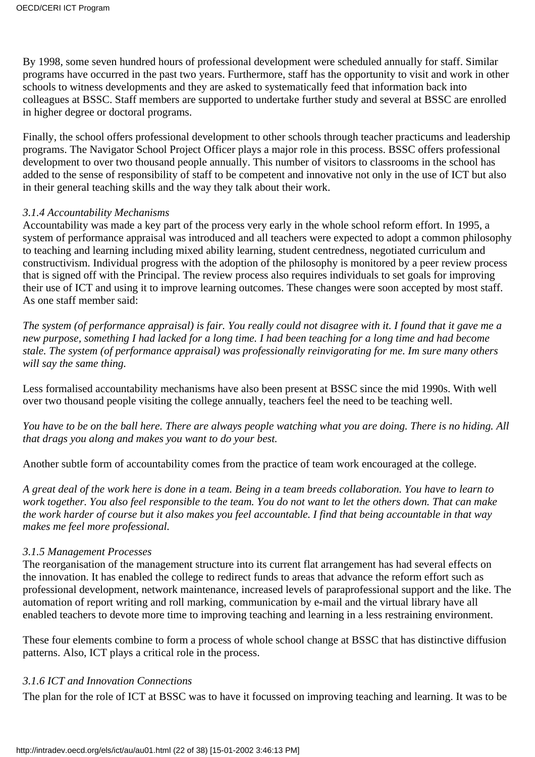By 1998, some seven hundred hours of professional development were scheduled annually for staff. Similar programs have occurred in the past two years. Furthermore, staff has the opportunity to visit and work in other schools to witness developments and they are asked to systematically feed that information back into colleagues at BSSC. Staff members are supported to undertake further study and several at BSSC are enrolled in higher degree or doctoral programs.

Finally, the school offers professional development to other schools through teacher practicums and leadership programs. The Navigator School Project Officer plays a major role in this process. BSSC offers professional development to over two thousand people annually. This number of visitors to classrooms in the school has added to the sense of responsibility of staff to be competent and innovative not only in the use of ICT but also in their general teaching skills and the way they talk about their work.

*3.1.4 Accountability Mechanisms*

Accountability was made a key part of the process very early in the whole school reform effort. In 1995, a system of performance appraisal was introduced and all teachers were expected to adopt a common philosophy to teaching and learning including mixed ability learning, student centredness, negotiated curriculum and constructivism. Individual progress with the adoption of the philosophy is monitored by a peer review process that is signed off with the Principal. The review process also requires individuals to set goals for improving their use of ICT and using it to improve learning outcomes. These changes were soon accepted by most staff. As one staff member said:

*The system (of performance appraisal) is fair. You really could not disagree with it. I found that it gave me a new purpose, something I had lacked for a long time. I had been teaching for a long time and had become stale. The system (of performance appraisal) was professionally reinvigorating for me. Im sure many others will say the same thing.*

Less formalised accountability mechanisms have also been present at BSSC since the mid 1990s. With well over two thousand people visiting the college annually, teachers feel the need to be teaching well.

*You have to be on the ball here. There are always people watching what you are doing. There is no hiding. All that drags you along and makes you want to do your best.*

Another subtle form of accountability comes from the practice of team work encouraged at the college.

*A great deal of the work here is done in a team. Being in a team breeds collaboration. You have to learn to work together. You also feel responsible to the team. You do not want to let the others down. That can make the work harder of course but it also makes you feel accountable. I find that being accountable in that way makes me feel more professional.*

*3.1.5 Management Processes*

The reorganisation of the management structure into its current flat arrangement has had several effects on the innovation. It has enabled the college to redirect funds to areas that advance the reform effort such as professional development, network maintenance, increased levels of paraprofessional support and the like. The automation of report writing and roll marking, communication by e-mail and the virtual library have all enabled teachers to devote more time to improving teaching and learning in a less restraining environment.

These four elements combine to form a process of whole school change at BSSC that has distinctive diffusion patterns. Also, ICT plays a critical role in the process.

*3.1.6 ICT and Innovation Connections*

The plan for the role of ICT at BSSC was to have it focussed on improving teaching and learning. It was to be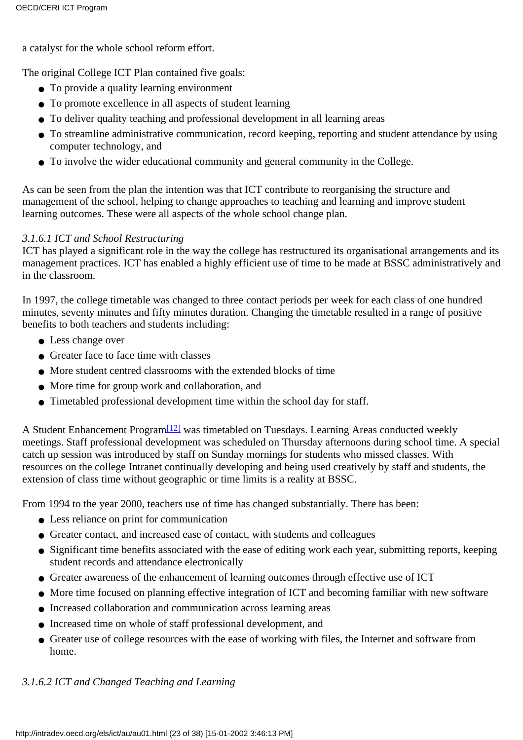a catalyst for the whole school reform effort.

The original College ICT Plan contained five goals:

- To provide a quality learning environment
- To promote excellence in all aspects of student learning
- To deliver quality teaching and professional development in all learning areas
- To streamline administrative communication, record keeping, reporting and student attendance by using computer technology, and
- To involve the wider educational community and general community in the College.

As can be seen from the plan the intention was that ICT contribute to reorganising the structure and management of the school, helping to change approaches to teaching and learning and improve student learning outcomes. These were all aspects of the whole school change plan.

*3.1.6.1 ICT and School Restructuring*

ICT has played a significant role in the way the college has restructured its organisational arrangements and its management practices. ICT has enabled a highly efficient use of time to be made at BSSC administratively and in the classroom.

In 1997, the college timetable was changed to three contact periods per week for each class of one hundred minutes, seventy minutes and fifty minutes duration. Changing the timetable resulted in a range of positive benefits to both teachers and students including:

- Less change over
- Greater face to face time with classes
- More student centred classrooms with the extended blocks of time
- More time for group work and collaboration, and
- Timetabled professional development time within the school day for staff.

A Student Enhancement Program[12] was timetabled on Tuesdays. Learning Areas conducted weekly meetings. Staff professional development was scheduled on Thursday afternoons during school time. A special catch up session was introduced by staff on Sunday mornings for students who missed classes. With resources on the college Intranet continually developing and being used creatively by staff and students, the extension of class time without geographic or time limits is a reality at BSSC.

From 1994 to the year 2000, teachers use of time has changed substantially. There has been:

- Less reliance on print for communication
- Greater contact, and increased ease of contact, with students and colleagues
- Significant time benefits associated with the ease of editing work each year, submitting reports, keeping student records and attendance electronically
- Greater awareness of the enhancement of learning outcomes through effective use of ICT
- More time focused on planning effective integration of ICT and becoming familiar with new software
- Increased collaboration and communication across learning areas
- Increased time on whole of staff professional development, and
- Greater use of college resources with the ease of working with files, the Internet and software from home.

*3.1.6.2 ICT and Changed Teaching and Learning*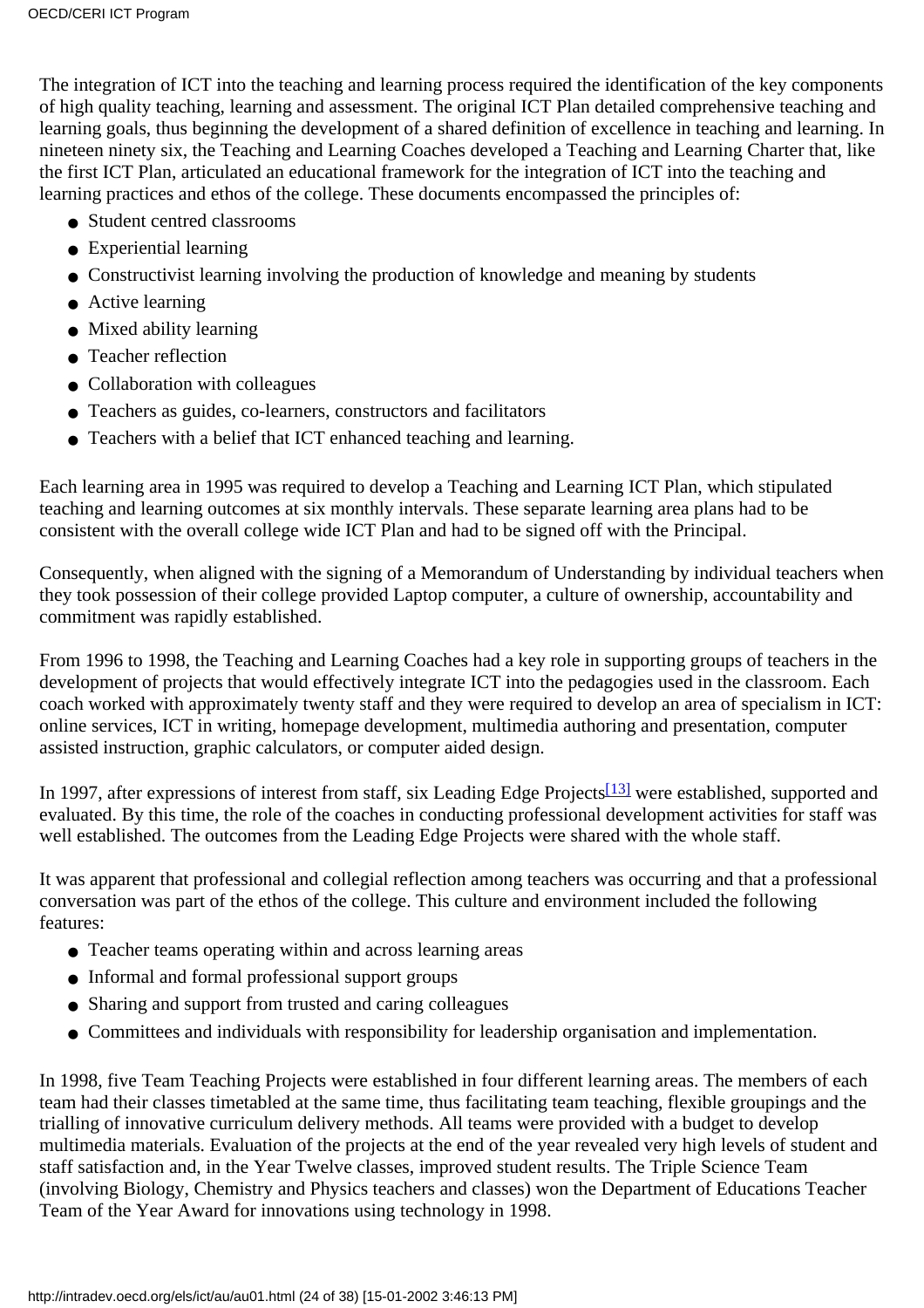The integration of ICT into the teaching and learning process required the identification of the key components of high quality teaching, learning and assessment. The original ICT Plan detailed comprehensive teaching and learning goals, thus beginning the development of a shared definition of excellence in teaching and learning. In nineteen ninety six, the Teaching and Learning Coaches developed a Teaching and Learning Charter that, like the first ICT Plan, articulated an educational framework for the integration of ICT into the teaching and learning practices and ethos of the college. These documents encompassed the principles of:

- Student centred classrooms
- Experiential learning
- Constructivist learning involving the production of knowledge and meaning by students
- Active learning
- Mixed ability learning
- Teacher reflection
- Collaboration with colleagues
- Teachers as guides, co-learners, constructors and facilitators
- Teachers with a belief that ICT enhanced teaching and learning.

Each learning area in 1995 was required to develop a Teaching and Learning ICT Plan, which stipulated teaching and learning outcomes at six monthly intervals. These separate learning area plans had to be consistent with the overall college wide ICT Plan and had to be signed off with the Principal.

Consequently, when aligned with the signing of a Memorandum of Understanding by individual teachers when they took possession of their college provided Laptop computer, a culture of ownership, accountability and commitment was rapidly established.

From 1996 to 1998, the Teaching and Learning Coaches had a key role in supporting groups of teachers in the development of projects that would effectively integrate ICT into the pedagogies used in the classroom. Each coach worked with approximately twenty staff and they were required to develop an area of specialism in ICT: online services, ICT in writing, homepage development, multimedia authoring and presentation, computer assisted instruction, graphic calculators, or computer aided design.

In 1997, after expressions of interest from staff, six Leading Edge Projects[13] were established, supported and evaluated. By this time, the role of the coaches in conducting professional development activities for staff was well established. The outcomes from the Leading Edge Projects were shared with the whole staff.

It was apparent that professional and collegial reflection among teachers was occurring and that a professional conversation was part of the ethos of the college. This culture and environment included the following features:

- Teacher teams operating within and across learning areas
- Informal and formal professional support groups
- Sharing and support from trusted and caring colleagues
- Committees and individuals with responsibility for leadership organisation and implementation.

In 1998, five Team Teaching Projects were established in four different learning areas. The members of each team had their classes timetabled at the same time, thus facilitating team teaching, flexible groupings and the trialling of innovative curriculum delivery methods. All teams were provided with a budget to develop multimedia materials. Evaluation of the projects at the end of the year revealed very high levels of student and staff satisfaction and, in the Year Twelve classes, improved student results. The Triple Science Team (involving Biology, Chemistry and Physics teachers and classes) won the Department of Educations Teacher Team of the Year Award for innovations using technology in 1998.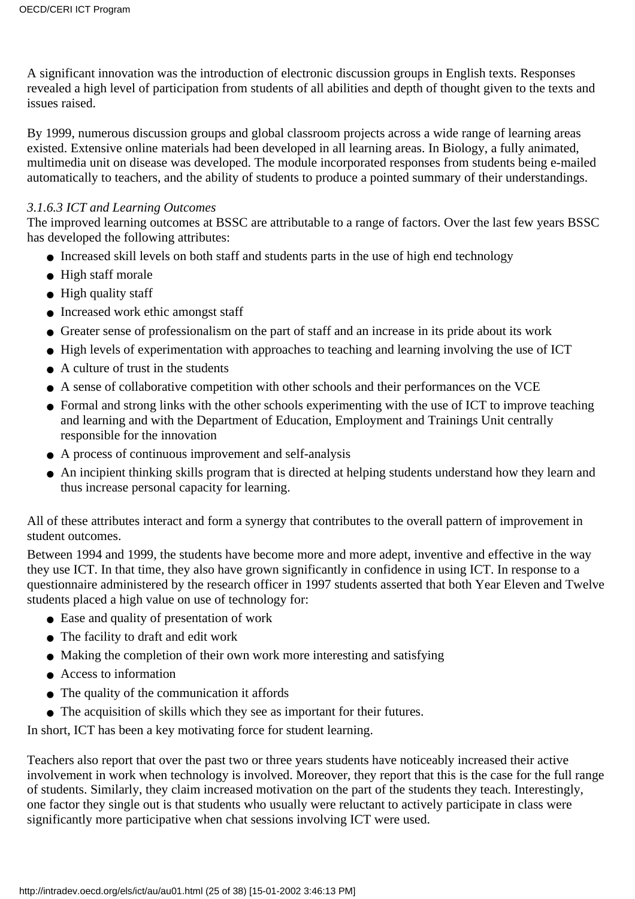A significant innovation was the introduction of electronic discussion groups in English texts. Responses revealed a high level of participation from students of all abilities and depth of thought given to the texts and issues raised.

By 1999, numerous discussion groups and global classroom projects across a wide range of learning areas existed. Extensive online materials had been developed in all learning areas. In Biology, a fully animated, multimedia unit on disease was developed. The module incorporated responses from students being e-mailed automatically to teachers, and the ability of students to produce a pointed summary of their understandings.

*3.1.6.3 ICT and Learning Outcomes*

The improved learning outcomes at BSSC are attributable to a range of factors. Over the last few years BSSC has developed the following attributes:

- Increased skill levels on both staff and students parts in the use of high end technology
- High staff morale
- High quality staff
- Increased work ethic amongst staff
- Greater sense of professionalism on the part of staff and an increase in its pride about its work
- High levels of experimentation with approaches to teaching and learning involving the use of ICT
- A culture of trust in the students
- A sense of collaborative competition with other schools and their performances on the VCE
- Formal and strong links with the other schools experimenting with the use of ICT to improve teaching and learning and with the Department of Education, Employment and Trainings Unit centrally responsible for the innovation
- A process of continuous improvement and self-analysis
- An incipient thinking skills program that is directed at helping students understand how they learn and thus increase personal capacity for learning.

All of these attributes interact and form a synergy that contributes to the overall pattern of improvement in student outcomes.

Between 1994 and 1999, the students have become more and more adept, inventive and effective in the way they use ICT. In that time, they also have grown significantly in confidence in using ICT. In response to a questionnaire administered by the research officer in 1997 students asserted that both Year Eleven and Twelve students placed a high value on use of technology for:

- Ease and quality of presentation of work
- The facility to draft and edit work
- Making the completion of their own work more interesting and satisfying
- Access to information
- The quality of the communication it affords
- The acquisition of skills which they see as important for their futures.

In short, ICT has been a key motivating force for student learning.

Teachers also report that over the past two or three years students have noticeably increased their active involvement in work when technology is involved. Moreover, they report that this is the case for the full range of students. Similarly, they claim increased motivation on the part of the students they teach. Interestingly, one factor they single out is that students who usually were reluctant to actively participate in class were significantly more participative when chat sessions involving ICT were used.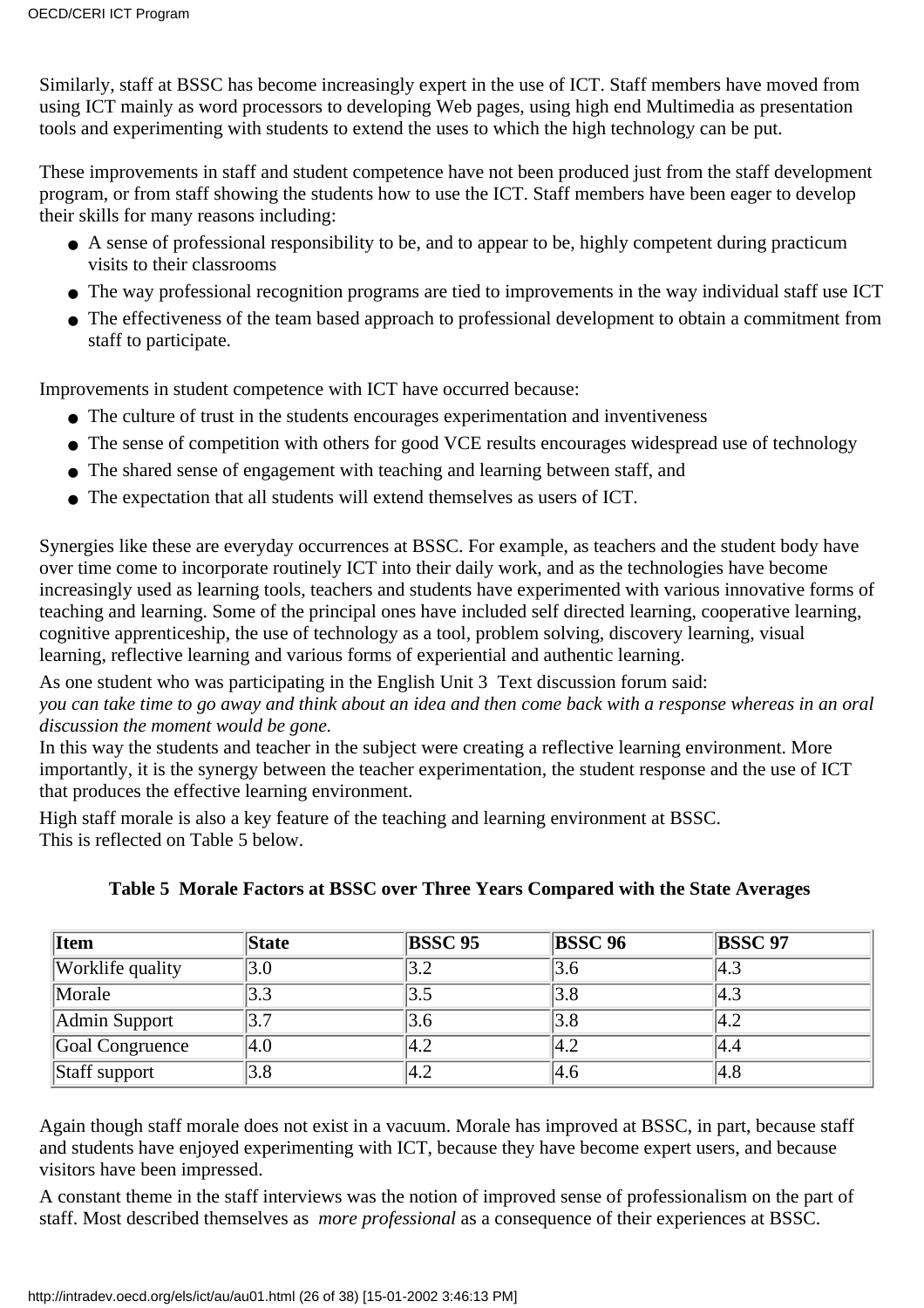Similarly, staff at BSSC has become increasingly expert in the use of ICT. Staff members have moved from using ICT mainly as word processors to developing Web pages, using high end Multimedia as presentation tools and experimenting with students to extend the uses to which the high technology can be put.

These improvements in staff and student competence have not been produced just from the staff development program, or from staff showing the students how to use the ICT. Staff members have been eager to develop their skills for many reasons including:

- A sense of professional responsibility to be, and to appear to be, highly competent during practicum visits to their classrooms
- The way professional recognition programs are tied to improvements in the way individual staff use ICT
- The effectiveness of the team based approach to professional development to obtain a commitment from staff to participate.

Improvements in student competence with ICT have occurred because:

- The culture of trust in the students encourages experimentation and inventiveness
- The sense of competition with others for good VCE results encourages widespread use of technology
- The shared sense of engagement with teaching and learning between staff, and
- The expectation that all students will extend themselves as users of ICT.

Synergies like these are everyday occurrences at BSSC. For example, as teachers and the student body have over time come to incorporate routinely ICT into their daily work, and as the technologies have become increasingly used as learning tools, teachers and students have experimented with various innovative forms of teaching and learning. Some of the principal ones have included self directed learning, cooperative learning, cognitive apprenticeship, the use of technology as a tool, problem solving, discovery learning, visual learning, reflective learning and various forms of experiential and authentic learning.

As one student who was participating in the English Unit 3 Text discussion forum said:
*you can take time to go away and think about an idea and then come back with a response whereas in an oral discussion the moment would be gone.*
In this way the students and teacher in the subject were creating a reflective learning environment. More importantly, it is the synergy between the teacher experimentation, the student response and the use of ICT that produces the effective learning environment.

High staff morale is also a key feature of the teaching and learning environment at BSSC.
This is reflected on Table 5 below.

**Table 5 Morale Factors at BSSC over Three Years Compared with the State Averages**

| Item | State | BSSC 95 | BSSC 96 | BSSC 97 |
|---|---|---|---|---|
| Worklife quality | 3.0 | 3.2 | 3.6 | 4.3 |
| Morale | 3.3 | 3.5 | 3.8 | 4.3 |
| Admin Support | 3.7 | 3.6 | 3.8 | 4.2 |
| Goal Congruence | 4.0 | 4.2 | 4.2 | 4.4 |
| Staff support | 3.8 | 4.2 | 4.6 | 4.8 |

Again though staff morale does not exist in a vacuum. Morale has improved at BSSC, in part, because staff and students have enjoyed experimenting with ICT, because they have become expert users, and because visitors have been impressed.

A constant theme in the staff interviews was the notion of improved sense of professionalism on the part of staff. Most described themselves as *more professional* as a consequence of their experiences at BSSC.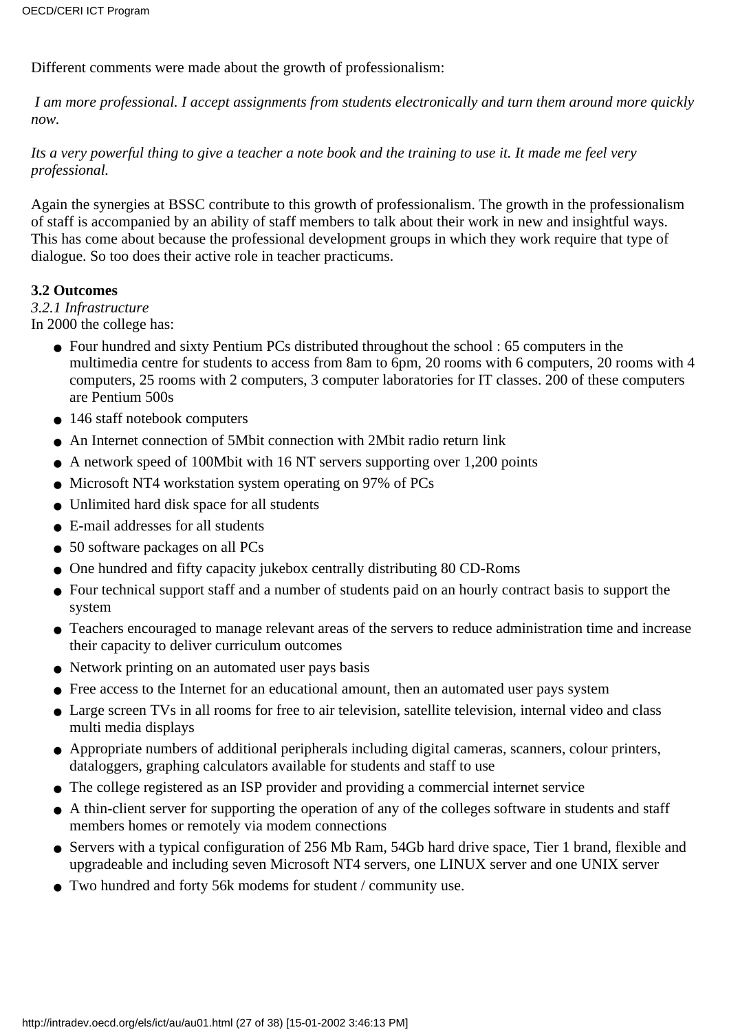Different comments were made about the growth of professionalism:

*I am more professional. I accept assignments from students electronically and turn them around more quickly now.*

*Its a very powerful thing to give a teacher a note book and the training to use it. It made me feel very professional.*

Again the synergies at BSSC contribute to this growth of professionalism. The growth in the professionalism of staff is accompanied by an ability of staff members to talk about their work in new and insightful ways. This has come about because the professional development groups in which they work require that type of dialogue. So too does their active role in teacher practicums.

**3.2 Outcomes**

*3.2.1 Infrastructure*

In 2000 the college has:

- Four hundred and sixty Pentium PCs distributed throughout the school : 65 computers in the multimedia centre for students to access from 8am to 6pm, 20 rooms with 6 computers, 20 rooms with 4 computers, 25 rooms with 2 computers, 3 computer laboratories for IT classes. 200 of these computers are Pentium 500s
- 146 staff notebook computers
- An Internet connection of 5Mbit connection with 2Mbit radio return link
- A network speed of 100Mbit with 16 NT servers supporting over 1,200 points
- Microsoft NT4 workstation system operating on 97% of PCs
- Unlimited hard disk space for all students
- E-mail addresses for all students
- 50 software packages on all PCs
- One hundred and fifty capacity jukebox centrally distributing 80 CD-Roms
- Four technical support staff and a number of students paid on an hourly contract basis to support the system
- Teachers encouraged to manage relevant areas of the servers to reduce administration time and increase their capacity to deliver curriculum outcomes
- Network printing on an automated user pays basis
- Free access to the Internet for an educational amount, then an automated user pays system
- Large screen TVs in all rooms for free to air television, satellite television, internal video and class multi media displays
- Appropriate numbers of additional peripherals including digital cameras, scanners, colour printers, dataloggers, graphing calculators available for students and staff to use
- The college registered as an ISP provider and providing a commercial internet service
- A thin-client server for supporting the operation of any of the colleges software in students and staff members homes or remotely via modem connections
- Servers with a typical configuration of 256 Mb Ram, 54Gb hard drive space, Tier 1 brand, flexible and upgradeable and including seven Microsoft NT4 servers, one LINUX server and one UNIX server
- Two hundred and forty 56k modems for student / community use.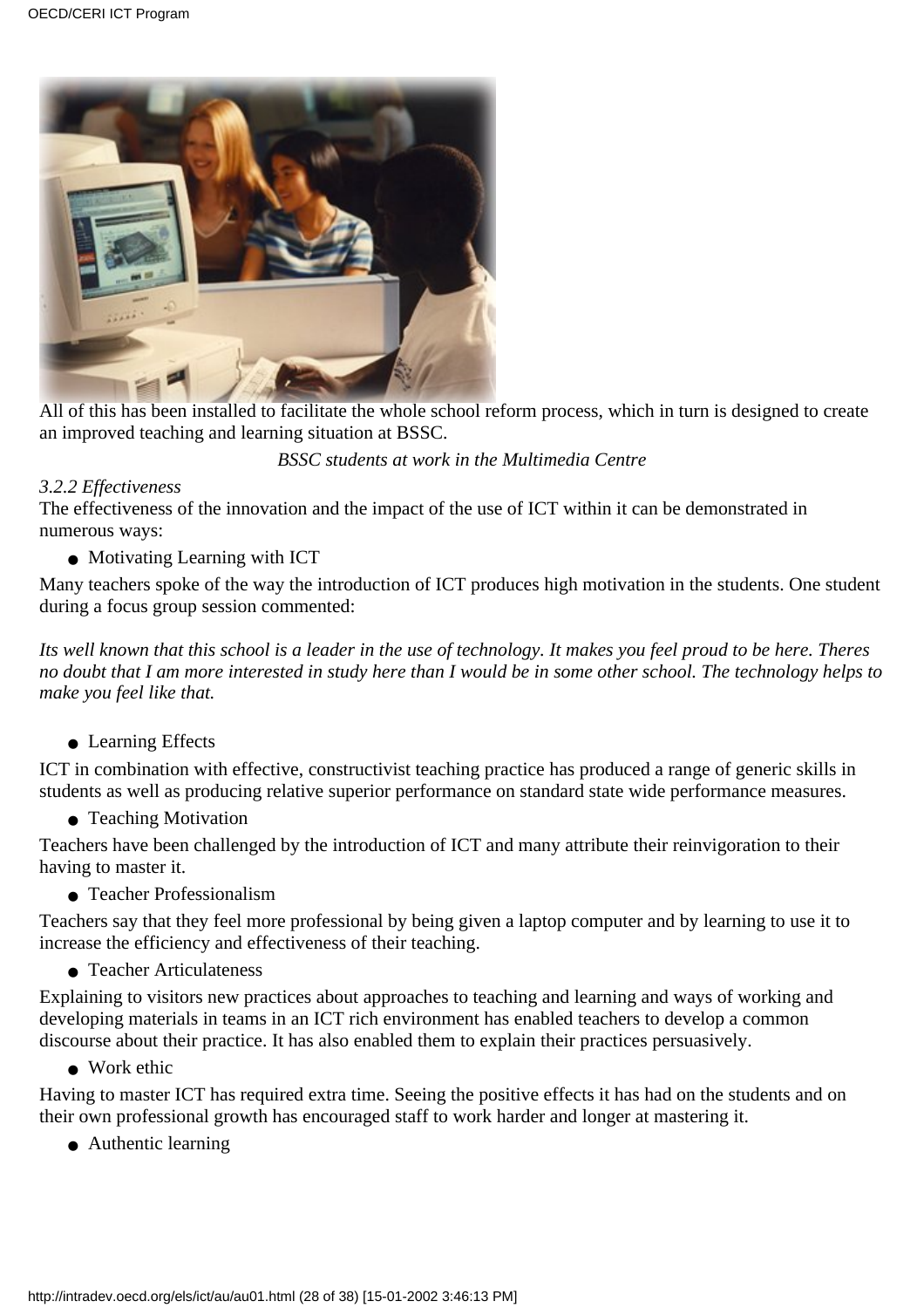All of this has been installed to facilitate the whole school reform process, which in turn is designed to create an improved teaching and learning situation at BSSC.

*BSSC students at work in the Multimedia Centre*

*3.2.2 Effectiveness*

The effectiveness of the innovation and the impact of the use of ICT within it can be demonstrated in numerous ways:

- Motivating Learning with ICT

Many teachers spoke of the way the introduction of ICT produces high motivation in the students. One student during a focus group session commented:

*Its well known that this school is a leader in the use of technology. It makes you feel proud to be here. Theres no doubt that I am more interested in study here than I would be in some other school. The technology helps to make you feel like that.*

- Learning Effects

ICT in combination with effective, constructivist teaching practice has produced a range of generic skills in students as well as producing relative superior performance on standard state wide performance measures.

- Teaching Motivation

Teachers have been challenged by the introduction of ICT and many attribute their reinvigoration to their having to master it.

- Teacher Professionalism

Teachers say that they feel more professional by being given a laptop computer and by learning to use it to increase the efficiency and effectiveness of their teaching.

- Teacher Articulateness

Explaining to visitors new practices about approaches to teaching and learning and ways of working and developing materials in teams in an ICT rich environment has enabled teachers to develop a common discourse about their practice. It has also enabled them to explain their practices persuasively.

- Work ethic

Having to master ICT has required extra time. Seeing the positive effects it has had on the students and on their own professional growth has encouraged staff to work harder and longer at mastering it.

- Authentic learning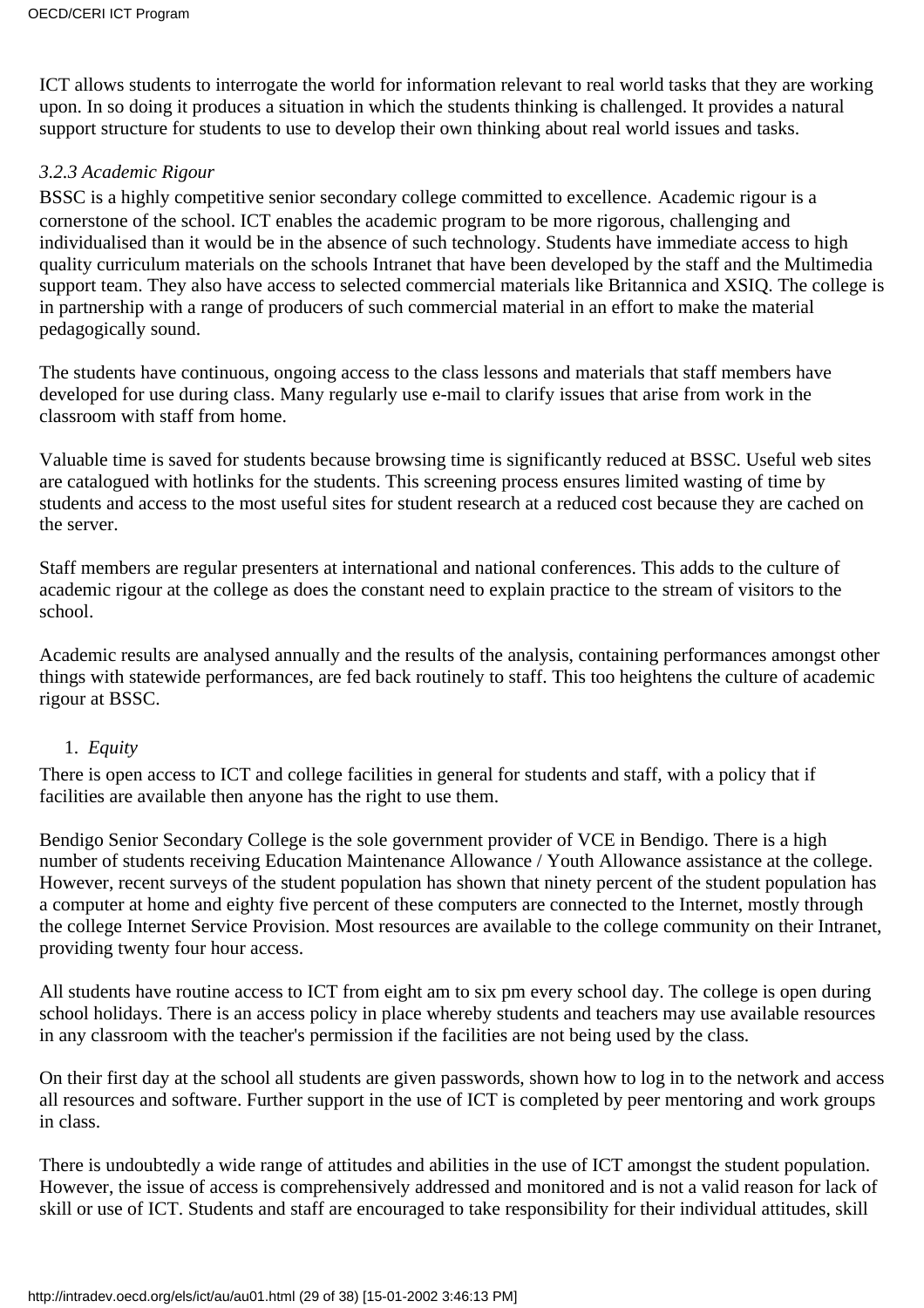ICT allows students to interrogate the world for information relevant to real world tasks that they are working upon. In so doing it produces a situation in which the students thinking is challenged. It provides a natural support structure for students to use to develop their own thinking about real world issues and tasks.

*3.2.3 Academic Rigour*

BSSC is a highly competitive senior secondary college committed to excellence. Academic rigour is a cornerstone of the school. ICT enables the academic program to be more rigorous, challenging and individualised than it would be in the absence of such technology. Students have immediate access to high quality curriculum materials on the schools Intranet that have been developed by the staff and the Multimedia support team. They also have access to selected commercial materials like Britannica and XSIQ. The college is in partnership with a range of producers of such commercial material in an effort to make the material pedagogically sound.

The students have continuous, ongoing access to the class lessons and materials that staff members have developed for use during class. Many regularly use e-mail to clarify issues that arise from work in the classroom with staff from home.

Valuable time is saved for students because browsing time is significantly reduced at BSSC. Useful web sites are catalogued with hotlinks for the students. This screening process ensures limited wasting of time by students and access to the most useful sites for student research at a reduced cost because they are cached on the server.

Staff members are regular presenters at international and national conferences. This adds to the culture of academic rigour at the college as does the constant need to explain practice to the stream of visitors to the school.

Academic results are analysed annually and the results of the analysis, containing performances amongst other things with statewide performances, are fed back routinely to staff. This too heightens the culture of academic rigour at BSSC.

1. *Equity*

There is open access to ICT and college facilities in general for students and staff, with a policy that if facilities are available then anyone has the right to use them.

Bendigo Senior Secondary College is the sole government provider of VCE in Bendigo. There is a high number of students receiving Education Maintenance Allowance / Youth Allowance assistance at the college. However, recent surveys of the student population has shown that ninety percent of the student population has a computer at home and eighty five percent of these computers are connected to the Internet, mostly through the college Internet Service Provision. Most resources are available to the college community on their Intranet, providing twenty four hour access.

All students have routine access to ICT from eight am to six pm every school day. The college is open during school holidays. There is an access policy in place whereby students and teachers may use available resources in any classroom with the teacher's permission if the facilities are not being used by the class.

On their first day at the school all students are given passwords, shown how to log in to the network and access all resources and software. Further support in the use of ICT is completed by peer mentoring and work groups in class.

There is undoubtedly a wide range of attitudes and abilities in the use of ICT amongst the student population. However, the issue of access is comprehensively addressed and monitored and is not a valid reason for lack of skill or use of ICT. Students and staff are encouraged to take responsibility for their individual attitudes, skill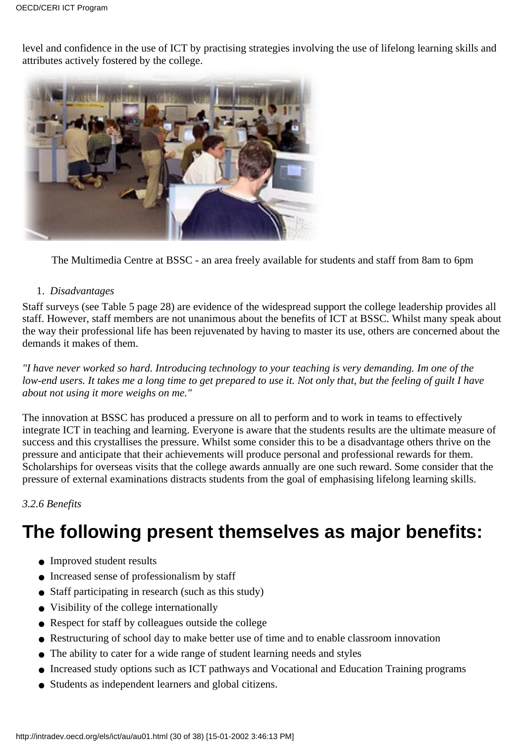level and confidence in the use of ICT by practising strategies involving the use of lifelong learning skills and attributes actively fostered by the college.

The Multimedia Centre at BSSC - an area freely available for students and staff from 8am to 6pm

1. *Disadvantages*

Staff surveys (see Table 5 page 28) are evidence of the widespread support the college leadership provides all staff. However, staff members are not unanimous about the benefits of ICT at BSSC. Whilst many speak about the way their professional life has been rejuvenated by having to master its use, others are concerned about the demands it makes of them.

*"I have never worked so hard. Introducing technology to your teaching is very demanding. Im one of the low-end users. It takes me a long time to get prepared to use it. Not only that, but the feeling of guilt I have about not using it more weighs on me."*

The innovation at BSSC has produced a pressure on all to perform and to work in teams to effectively integrate ICT in teaching and learning. Everyone is aware that the students results are the ultimate measure of success and this crystallises the pressure. Whilst some consider this to be a disadvantage others thrive on the pressure and anticipate that their achievements will produce personal and professional rewards for them. Scholarships for overseas visits that the college awards annually are one such reward. Some consider that the pressure of external examinations distracts students from the goal of emphasising lifelong learning skills.

*3.2.6 Benefits*

# The following present themselves as major benefits:

- Improved student results
- Increased sense of professionalism by staff
- Staff participating in research (such as this study)
- Visibility of the college internationally
- Respect for staff by colleagues outside the college
- Restructuring of school day to make better use of time and to enable classroom innovation
- The ability to cater for a wide range of student learning needs and styles
- Increased study options such as ICT pathways and Vocational and Education Training programs
- Students as independent learners and global citizens.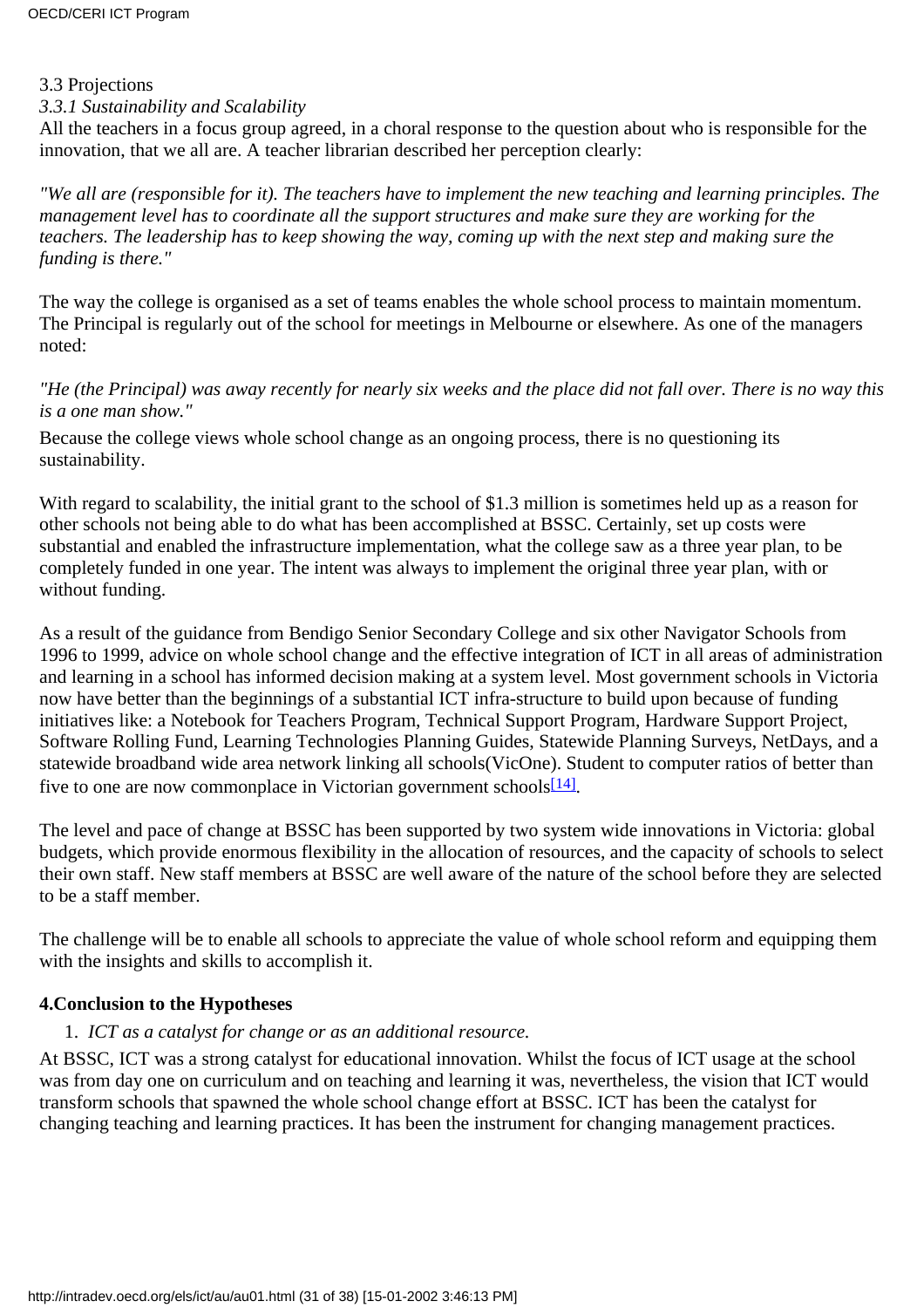3.3 Projections

*3.3.1 Sustainability and Scalability*

All the teachers in a focus group agreed, in a choral response to the question about who is responsible for the innovation, that we all are. A teacher librarian described her perception clearly:

*"We all are (responsible for it). The teachers have to implement the new teaching and learning principles. The management level has to coordinate all the support structures and make sure they are working for the teachers. The leadership has to keep showing the way, coming up with the next step and making sure the funding is there."*

The way the college is organised as a set of teams enables the whole school process to maintain momentum. The Principal is regularly out of the school for meetings in Melbourne or elsewhere. As one of the managers noted:

*"He (the Principal) was away recently for nearly six weeks and the place did not fall over. There is no way this is a one man show."*

Because the college views whole school change as an ongoing process, there is no questioning its sustainability.

With regard to scalability, the initial grant to the school of $1.3 million is sometimes held up as a reason for other schools not being able to do what has been accomplished at BSSC. Certainly, set up costs were substantial and enabled the infrastructure implementation, what the college saw as a three year plan, to be completely funded in one year. The intent was always to implement the original three year plan, with or without funding.

As a result of the guidance from Bendigo Senior Secondary College and six other Navigator Schools from 1996 to 1999, advice on whole school change and the effective integration of ICT in all areas of administration and learning in a school has informed decision making at a system level. Most government schools in Victoria now have better than the beginnings of a substantial ICT infra-structure to build upon because of funding initiatives like: a Notebook for Teachers Program, Technical Support Program, Hardware Support Project, Software Rolling Fund, Learning Technologies Planning Guides, Statewide Planning Surveys, NetDays, and a statewide broadband wide area network linking all schools(VicOne). Student to computer ratios of better than five to one are now commonplace in Victorian government schools[14].

The level and pace of change at BSSC has been supported by two system wide innovations in Victoria: global budgets, which provide enormous flexibility in the allocation of resources, and the capacity of schools to select their own staff. New staff members at BSSC are well aware of the nature of the school before they are selected to be a staff member.

The challenge will be to enable all schools to appreciate the value of whole school reform and equipping them with the insights and skills to accomplish it.

**4.Conclusion to the Hypotheses**

1. *ICT as a catalyst for change or as an additional resource.*

At BSSC, ICT was a strong catalyst for educational innovation. Whilst the focus of ICT usage at the school was from day one on curriculum and on teaching and learning it was, nevertheless, the vision that ICT would transform schools that spawned the whole school change effort at BSSC. ICT has been the catalyst for changing teaching and learning practices. It has been the instrument for changing management practices.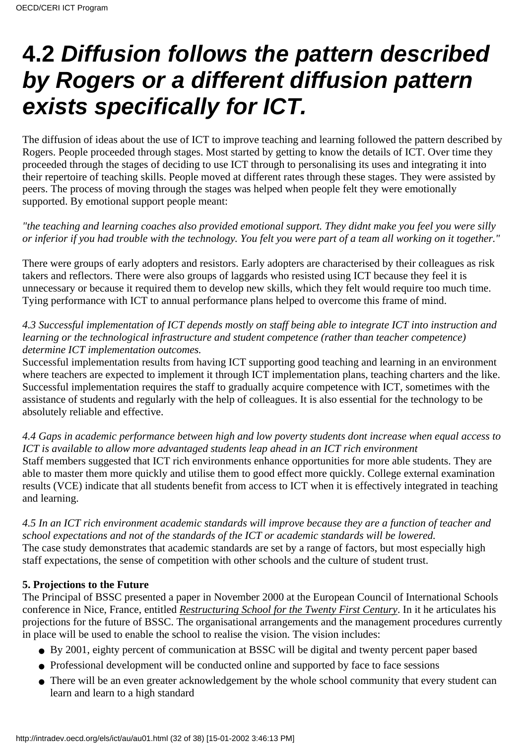# 4.2 *Diffusion follows the pattern described by Rogers or a different diffusion pattern exists specifically for ICT.*

The diffusion of ideas about the use of ICT to improve teaching and learning followed the pattern described by Rogers. People proceeded through stages. Most started by getting to know the details of ICT. Over time they proceeded through the stages of deciding to use ICT through to personalising its uses and integrating it into their repertoire of teaching skills. People moved at different rates through these stages. They were assisted by peers. The process of moving through the stages was helped when people felt they were emotionally supported. By emotional support people meant:

*"the teaching and learning coaches also provided emotional support. They didnt make you feel you were silly or inferior if you had trouble with the technology. You felt you were part of a team all working on it together."*

There were groups of early adopters and resistors. Early adopters are characterised by their colleagues as risk takers and reflectors. There were also groups of laggards who resisted using ICT because they feel it is unnecessary or because it required them to develop new skills, which they felt would require too much time. Tying performance with ICT to annual performance plans helped to overcome this frame of mind.

*4.3 Successful implementation of ICT depends mostly on staff being able to integrate ICT into instruction and learning or the technological infrastructure and student competence (rather than teacher competence) determine ICT implementation outcomes.*
Successful implementation results from having ICT supporting good teaching and learning in an environment where teachers are expected to implement it through ICT implementation plans, teaching charters and the like. Successful implementation requires the staff to gradually acquire competence with ICT, sometimes with the assistance of students and regularly with the help of colleagues. It is also essential for the technology to be absolutely reliable and effective.

*4.4 Gaps in academic performance between high and low poverty students dont increase when equal access to ICT is available to allow more advantaged students leap ahead in an ICT rich environment*
Staff members suggested that ICT rich environments enhance opportunities for more able students. They are able to master them more quickly and utilise them to good effect more quickly. College external examination results (VCE) indicate that all students benefit from access to ICT when it is effectively integrated in teaching and learning.

*4.5 In an ICT rich environment academic standards will improve because they are a function of teacher and school expectations and not of the standards of the ICT or academic standards will be lowered.*
The case study demonstrates that academic standards are set by a range of factors, but most especially high staff expectations, the sense of competition with other schools and the culture of student trust.

**5. Projections to the Future**
The Principal of BSSC presented a paper in November 2000 at the European Council of International Schools conference in Nice, France, entitled *Restructuring School for the Twenty First Century*. In it he articulates his projections for the future of BSSC. The organisational arrangements and the management procedures currently in place will be used to enable the school to realise the vision. The vision includes:

- By 2001, eighty percent of communication at BSSC will be digital and twenty percent paper based
- Professional development will be conducted online and supported by face to face sessions
- There will be an even greater acknowledgement by the whole school community that every student can learn and learn to a high standard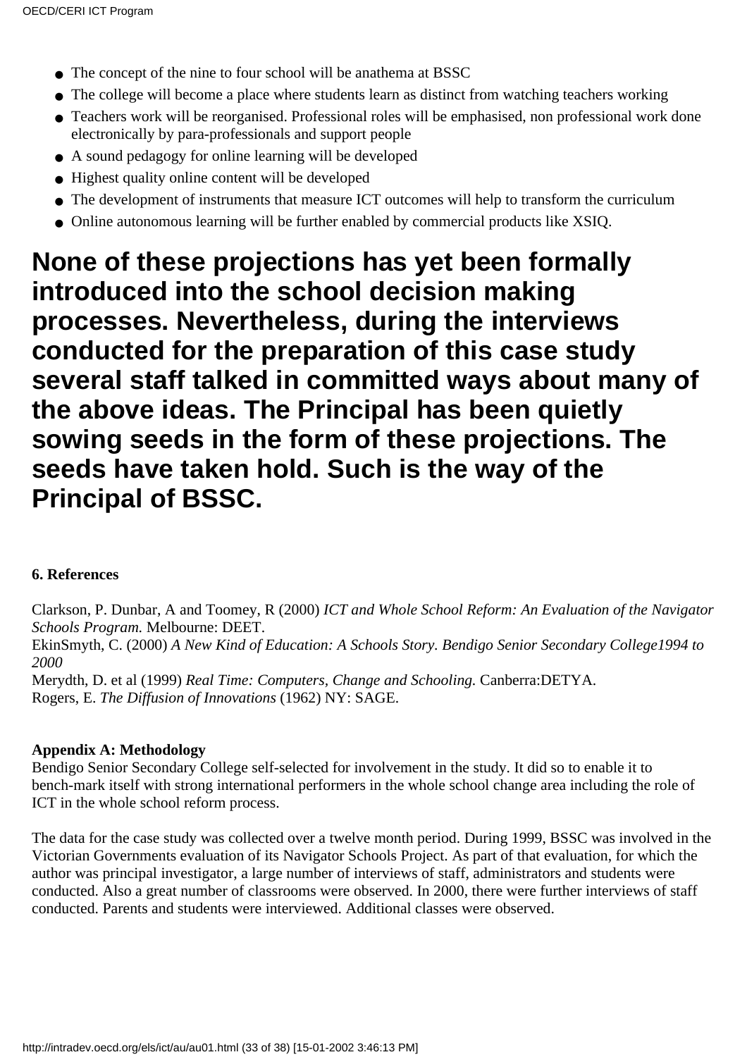- The concept of the nine to four school will be anathema at BSSC
- The college will become a place where students learn as distinct from watching teachers working
- Teachers work will be reorganised. Professional roles will be emphasised, non professional work done electronically by para-professionals and support people
- A sound pedagogy for online learning will be developed
- Highest quality online content will be developed
- The development of instruments that measure ICT outcomes will help to transform the curriculum
- Online autonomous learning will be further enabled by commercial products like XSIQ.

**None of these projections has yet been formally introduced into the school decision making processes. Nevertheless, during the interviews conducted for the preparation of this case study several staff talked in committed ways about many of the above ideas. The Principal has been quietly sowing seeds in the form of these projections. The seeds have taken hold. Such is the way of the Principal of BSSC.**

#### 6. References

Clarkson, P. Dunbar, A and Toomey, R (2000) *ICT and Whole School Reform: An Evaluation of the Navigator Schools Program.* Melbourne: DEET.
EkinSmyth, C. (2000) *A New Kind of Education: A Schools Story. Bendigo Senior Secondary College1994 to 2000*
Merydth, D. et al (1999) *Real Time: Computers, Change and Schooling.* Canberra:DETYA.
Rogers, E. *The Diffusion of Innovations* (1962) NY: SAGE.

#### Appendix A: Methodology

Bendigo Senior Secondary College self-selected for involvement in the study. It did so to enable it to bench-mark itself with strong international performers in the whole school change area including the role of ICT in the whole school reform process.

The data for the case study was collected over a twelve month period. During 1999, BSSC was involved in the Victorian Governments evaluation of its Navigator Schools Project. As part of that evaluation, for which the author was principal investigator, a large number of interviews of staff, administrators and students were conducted. Also a great number of classrooms were observed. In 2000, there were further interviews of staff conducted. Parents and students were interviewed. Additional classes were observed.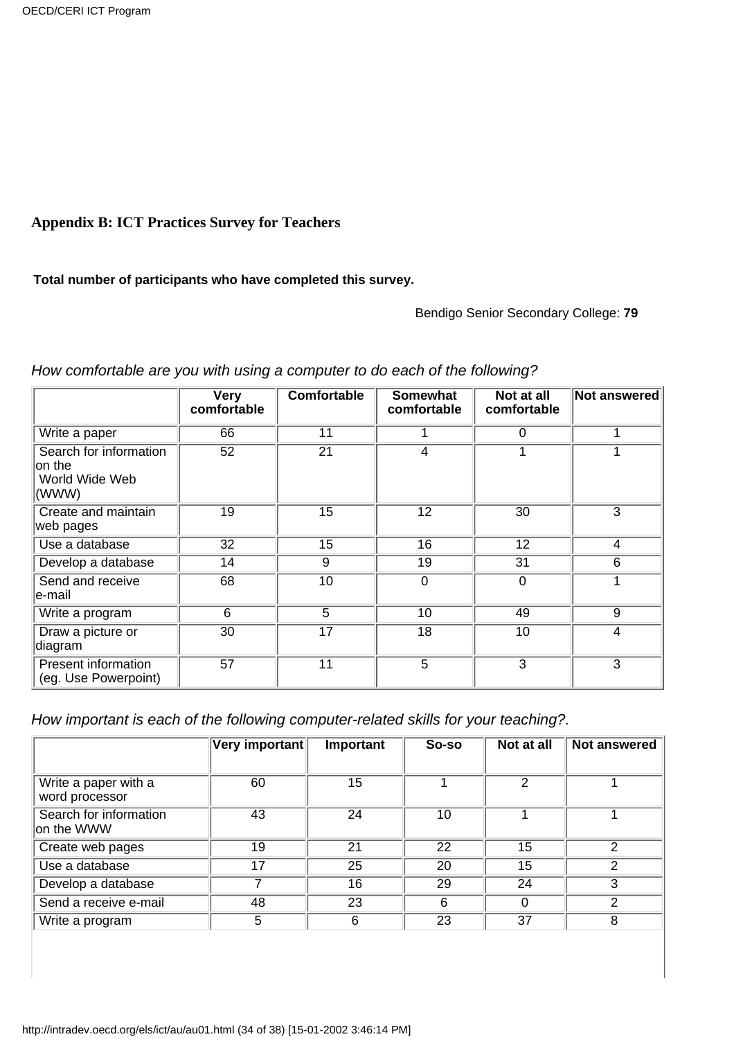## Appendix B: ICT Practices Survey for Teachers

**Total number of participants who have completed this survey.**

Bendigo Senior Secondary College: **79**

*How comfortable are you with using a computer to do each of the following?*

| | Very comfortable | Comfortable | Somewhat comfortable | Not at all comfortable | Not answered |
|---|---|---|---|---|---|
| Write a paper | 66 | 11 | 1 | 0 | 1 |
| Search for information on the World Wide Web (WWW) | 52 | 21 | 4 | 1 | 1 |
| Create and maintain web pages | 19 | 15 | 12 | 30 | 3 |
| Use a database | 32 | 15 | 16 | 12 | 4 |
| Develop a database | 14 | 9 | 19 | 31 | 6 |
| Send and receive e-mail | 68 | 10 | 0 | 0 | 1 |
| Write a program | 6 | 5 | 10 | 49 | 9 |
| Draw a picture or diagram | 30 | 17 | 18 | 10 | 4 |
| Present information (eg. Use Powerpoint) | 57 | 11 | 5 | 3 | 3 |

*How important is each of the following computer-related skills for your teaching?.*

| | Very important | Important | So-so | Not at all | Not answered |
|---|---|---|---|---|---|
| Write a paper with a word processor | 60 | 15 | 1 | 2 | 1 |
| Search for information on the WWW | 43 | 24 | 10 | 1 | 1 |
| Create web pages | 19 | 21 | 22 | 15 | 2 |
| Use a database | 17 | 25 | 20 | 15 | 2 |
| Develop a database | 7 | 16 | 29 | 24 | 3 |
| Send a receive e-mail | 48 | 23 | 6 | 0 | 2 |
| Write a program | 5 | 6 | 23 | 37 | 8 |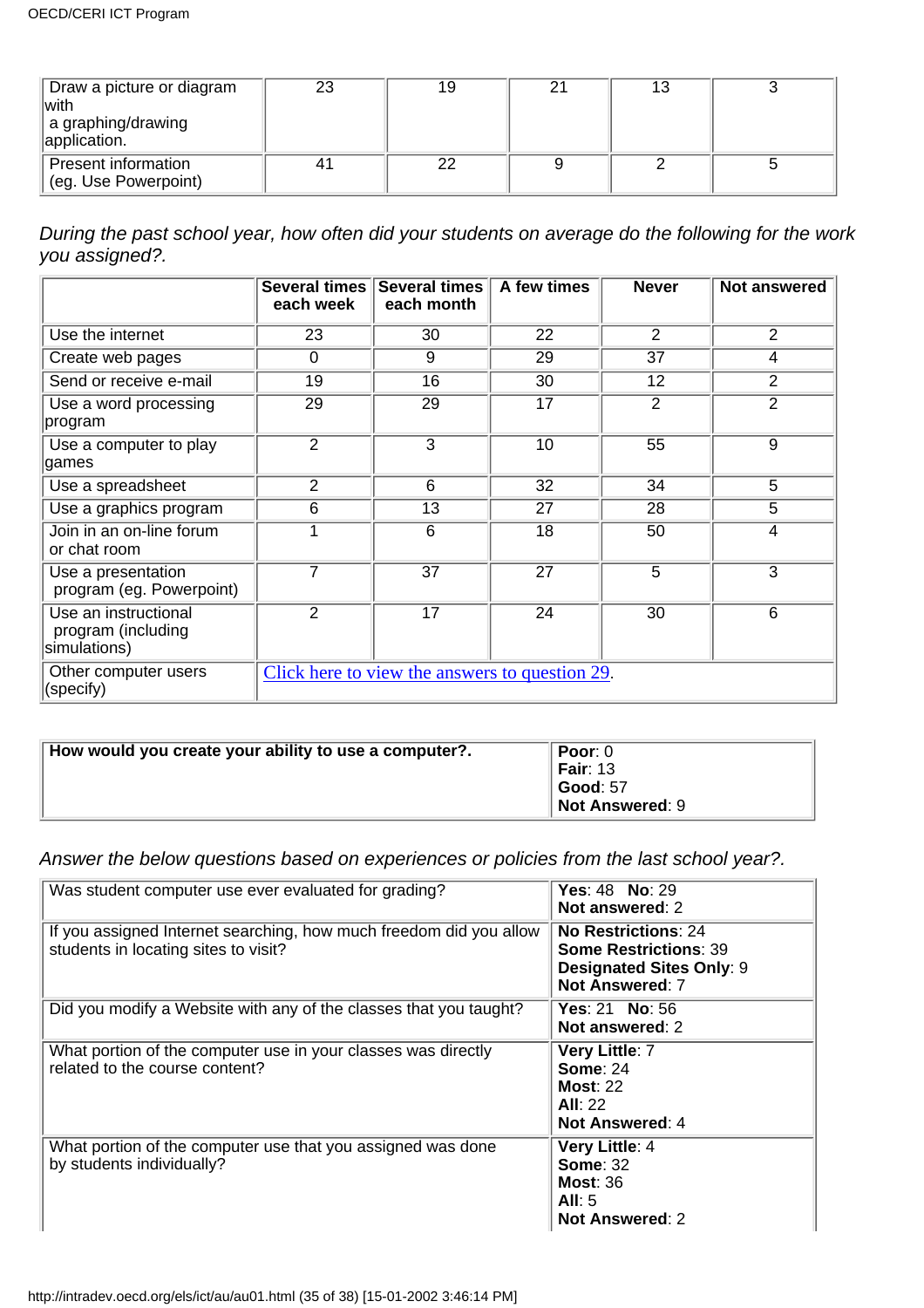| | | | | | |
|---|---|---|---|---|---|
| Draw a picture or diagram with a graphing/drawing application. | 23 | 19 | 21 | 13 | 3 |
| Present information (eg. Use Powerpoint) | 41 | 22 | 9 | 2 | 5 |

*During the past school year, how often did your students on average do the following for the work you assigned?.*

| | Several times each week | Several times each month | A few times | Never | Not answered |
|---|---|---|---|---|---|
| Use the internet | 23 | 30 | 22 | 2 | 2 |
| Create web pages | 0 | 9 | 29 | 37 | 4 |
| Send or receive e-mail | 19 | 16 | 30 | 12 | 2 |
| Use a word processing program | 29 | 29 | 17 | 2 | 2 |
| Use a computer to play games | 2 | 3 | 10 | 55 | 9 |
| Use a spreadsheet | 2 | 6 | 32 | 34 | 5 |
| Use a graphics program | 6 | 13 | 27 | 28 | 5 |
| Join in an on-line forum or chat room | 1 | 6 | 18 | 50 | 4 |
| Use a presentation program (eg. Powerpoint) | 7 | 37 | 27 | 5 | 3 |
| Use an instructional program (including simulations) | 2 | 17 | 24 | 30 | 6 |
| Other computer users (specify) | Click here to view the answers to question 29. | | | | |

| | |
|---|---|
| **How would you create your ability to use a computer?.** | **Poor**: 0<br>**Fair**: 13<br>**Good**: 57<br>**Not Answered**: 9 |

*Answer the below questions based on experiences or policies from the last school year?.*

| | |
|---|---|
| Was student computer use ever evaluated for grading? | **Yes**: 48 **No**: 29<br>**Not answered**: 2 |
| If you assigned Internet searching, how much freedom did you allow students in locating sites to visit? | **No Restrictions**: 24<br>**Some Restrictions**: 39<br>**Designated Sites Only**: 9<br>**Not Answered**: 7 |
| Did you modify a Website with any of the classes that you taught? | **Yes**: 21 **No**: 56<br>**Not answered**: 2 |
| What portion of the computer use in your classes was directly related to the course content? | **Very Little**: 7<br>**Some**: 24<br>**Most**: 22<br>**All**: 22<br>**Not Answered**: 4 |
| What portion of the computer use that you assigned was done by students individually? | **Very Little**: 4<br>**Some**: 32<br>**Most**: 36<br>**All**: 5<br>**Not Answered**: 2 |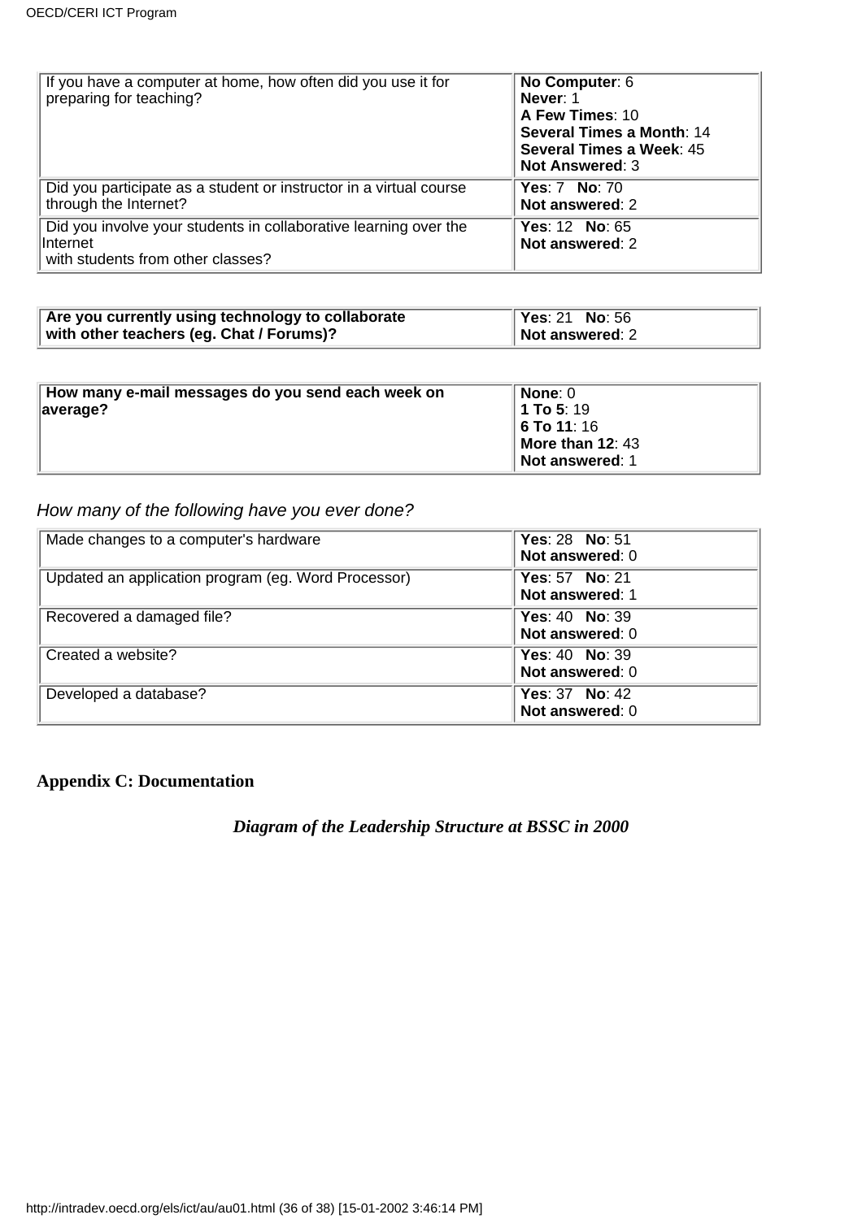| | |
|---|---|
| If you have a computer at home, how often did you use it for preparing for teaching? | **No Computer**: 6<br>**Never**: 1<br>**A Few Times**: 10<br>**Several Times a Month**: 14<br>**Several Times a Week**: 45<br>**Not Answered**: 3 |
| Did you participate as a student or instructor in a virtual course through the Internet? | **Yes**: 7 **No**: 70<br>**Not answered**: 2 |
| Did you involve your students in collaborative learning over the Internet<br>with students from other classes? | **Yes**: 12 **No**: 65<br>**Not answered**: 2 |

| | |
|---|---|
| **Are you currently using technology to collaborate with other teachers (eg. Chat / Forums)?** | **Yes**: 21 **No**: 56<br>**Not answered**: 2 |

| | |
|---|---|
| **How many e-mail messages do you send each week on average?** | **None**: 0<br>**1 To 5**: 19<br>**6 To 11**: 16<br>**More than 12**: 43<br>**Not answered**: 1 |

*How many of the following have you ever done?*

| | |
|---|---|
| Made changes to a computer's hardware | **Yes**: 28 **No**: 51<br>**Not answered**: 0 |
| Updated an application program (eg. Word Processor) | **Yes**: 57 **No**: 21<br>**Not answered**: 1 |
| Recovered a damaged file? | **Yes**: 40 **No**: 39<br>**Not answered**: 0 |
| Created a website? | **Yes**: 40 **No**: 39<br>**Not answered**: 0 |
| Developed a database? | **Yes**: 37 **No**: 42<br>**Not answered**: 0 |

## Appendix C: Documentation

***Diagram of the Leadership Structure at BSSC in 2000***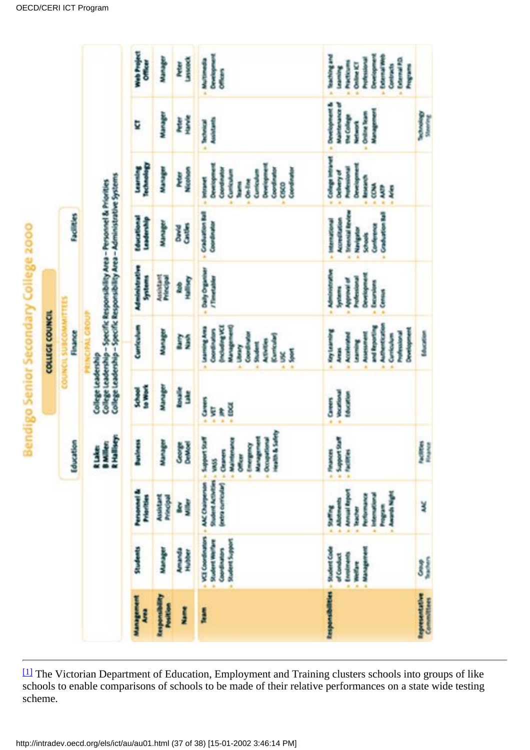# Bendigo Senior Secondary College 2000

**COLLEGE COUNCIL**

COUNCIL SUBCOMMITTEES

Education | Finance | Facilities

PRINCIPAL GROUP

R Lake: College Leadership
B Miller: College Leadership – Specific Responsibility Area – Personnel & Priorities
R Halliey: College Leadership – Specific Responsibility Area – Administrative Systems

| Management Area | Students | Personnel & Priorities | Business | School to Work | Curriculum | Administrative Systems | Educational Leadership | Learning Technology | ICT | Web Project Officer |
|---|---|---|---|---|---|---|---|---|---|---|
| Responsibility Position | Manager | Assistant Principal | Manager | Manager | Manager | Assistant Principal | Manager | Manager | Manager | Manager |
| Name | Amanda Hubber | Bev Miller | George DeMoel | Rosalie Lake | Barry Nash | Rob Halliey | David Castles | Peter Nicolson | Peter Harvie | Peter Lascock |
| Team | • VCE Coordinators • Student Welfare Coordinators • Student Support | • AAC Chairperson • Student Activities (extra curricular) | • Support Staff • VASS • Cleaners • Maintenance • Emergency Management Officer • Occupational Health & Safety | • Careers • VET • JPP • EDGE | • Learning Area Coordinators (including VCE Management) • Library Coordinator • Student Activities (Curricular) • USC • Sport | • Daily Organiser / Timetabler | • Graduation Ball Coordinator | • Intranet Development Coordinator • Curriculum Teams • On-line Curriculum Development Coordinator • CISCO Coordinator | • Technical Assistants | • Multimedia Development Officers |
| Responsibilities | • Student Code of Conduct • Enrolments • Welfare • Management | • Staffing • Allotments • Annual Report • Teacher Performance • International Program • Awards Night | • Finances • Support Staff • Facilities | • Careers • Vocational Education | • Key Learning Areas • Accelerated Learning • Assessment and Reporting • Authentication • Curriculum • Professional Development | • Administrative Systems • Approval of Professional Development • Excursions • Census | • International Accreditation • Triennial Review • Navigator • Navigator Schools Conference • Graduation Ball | • College Intranet • Delivery of Professional Development • Research • CCNA • AATP • Aries | • Development & Maintenance of the College Network • Online Team Management | • Teaching and Learning Practicums • Online ICT Professional Development • External Web Contracts • External P.D. Programs |
| Representative Committees | Group Teachers | AAC | Facilities Finance | | Education | | | | Technology Steering | |

---

[1] The Victorian Department of Education, Employment and Training clusters schools into groups of like schools to enable comparisons of schools to be made of their relative performances on a state wide testing scheme.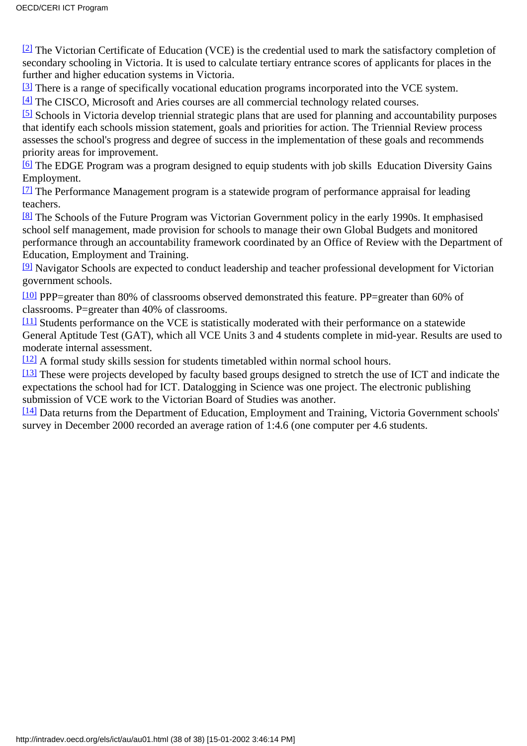[2] The Victorian Certificate of Education (VCE) is the credential used to mark the satisfactory completion of secondary schooling in Victoria. It is used to calculate tertiary entrance scores of applicants for places in the further and higher education systems in Victoria.

[3] There is a range of specifically vocational education programs incorporated into the VCE system.

[4] The CISCO, Microsoft and Aries courses are all commercial technology related courses.

[5] Schools in Victoria develop triennial strategic plans that are used for planning and accountability purposes that identify each schools mission statement, goals and priorities for action. The Triennial Review process assesses the school's progress and degree of success in the implementation of these goals and recommends priority areas for improvement.

[6] The EDGE Program was a program designed to equip students with job skills Education Diversity Gains Employment.

[7] The Performance Management program is a statewide program of performance appraisal for leading teachers.

[8] The Schools of the Future Program was Victorian Government policy in the early 1990s. It emphasised school self management, made provision for schools to manage their own Global Budgets and monitored performance through an accountability framework coordinated by an Office of Review with the Department of Education, Employment and Training.

[9] Navigator Schools are expected to conduct leadership and teacher professional development for Victorian government schools.

[10] PPP=greater than 80% of classrooms observed demonstrated this feature. PP=greater than 60% of classrooms. P=greater than 40% of classrooms.

[11] Students performance on the VCE is statistically moderated with their performance on a statewide General Aptitude Test (GAT), which all VCE Units 3 and 4 students complete in mid-year. Results are used to moderate internal assessment.

[12] A formal study skills session for students timetabled within normal school hours.

[13] These were projects developed by faculty based groups designed to stretch the use of ICT and indicate the expectations the school had for ICT. Datalogging in Science was one project. The electronic publishing submission of VCE work to the Victorian Board of Studies was another.

[14] Data returns from the Department of Education, Employment and Training, Victoria Government schools' survey in December 2000 recorded an average ration of 1:4.6 (one computer per 4.6 students.